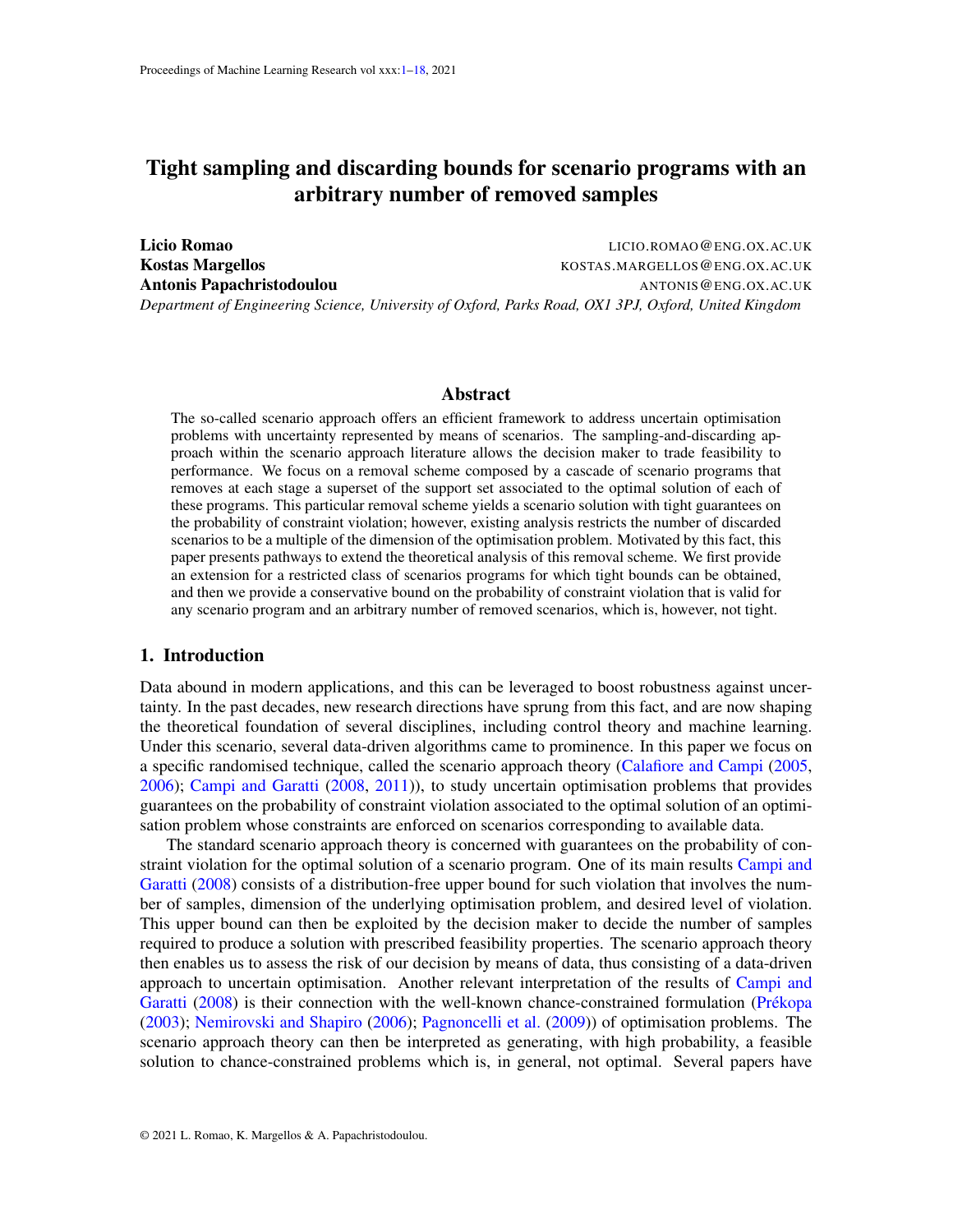# Tight sampling and discarding bounds for scenario programs with an arbitrary number of removed samples

**Licio Romao** LICIO.ROMAO@ENG.OX.AC.UK
**Kostas Margellos** KOSTAS.MARGELLOS@ENG.OX.AC.UK
**Antonis Papachristodoulou** ANTONIS@ENG.OX.AC.UK
*Department of Engineering Science, University of Oxford, Parks Road, OX1 3PJ, Oxford, United Kingdom*

## Abstract

The so-called scenario approach offers an efficient framework to address uncertain optimisation problems with uncertainty represented by means of scenarios. The sampling-and-discarding approach within the scenario approach literature allows the decision maker to trade feasibility to performance. We focus on a removal scheme composed by a cascade of scenario programs that removes at each stage a superset of the support set associated to the optimal solution of each of these programs. This particular removal scheme yields a scenario solution with tight guarantees on the probability of constraint violation; however, existing analysis restricts the number of discarded scenarios to be a multiple of the dimension of the optimisation problem. Motivated by this fact, this paper presents pathways to extend the theoretical analysis of this removal scheme. We first provide an extension for a restricted class of scenarios programs for which tight bounds can be obtained, and then we provide a conservative bound on the probability of constraint violation that is valid for any scenario program and an arbitrary number of removed scenarios, which is, however, not tight.

## 1. Introduction

Data abound in modern applications, and this can be leveraged to boost robustness against uncertainty. In the past decades, new research directions have sprung from this fact, and are now shaping the theoretical foundation of several disciplines, including control theory and machine learning. Under this scenario, several data-driven algorithms came to prominence. In this paper we focus on a specific randomised technique, called the scenario approach theory (Calafiore and Campi (2005, 2006); Campi and Garatti (2008, 2011)), to study uncertain optimisation problems that provides guarantees on the probability of constraint violation associated to the optimal solution of an optimisation problem whose constraints are enforced on scenarios corresponding to available data.

The standard scenario approach theory is concerned with guarantees on the probability of constraint violation for the optimal solution of a scenario program. One of its main results Campi and Garatti (2008) consists of a distribution-free upper bound for such violation that involves the number of samples, dimension of the underlying optimisation problem, and desired level of violation. This upper bound can then be exploited by the decision maker to decide the number of samples required to produce a solution with prescribed feasibility properties. The scenario approach theory then enables us to assess the risk of our decision by means of data, thus consisting of a data-driven approach to uncertain optimisation. Another relevant interpretation of the results of Campi and Garatti (2008) is their connection with the well-known chance-constrained formulation (Prékopa (2003); Nemirovski and Shapiro (2006); Pagnoncelli et al. (2009)) of optimisation problems. The scenario approach theory can then be interpreted as generating, with high probability, a feasible solution to chance-constrained problems which is, in general, not optimal. Several papers have

© 2021 L. Romao, K. Margellos & A. Papachristodoulou.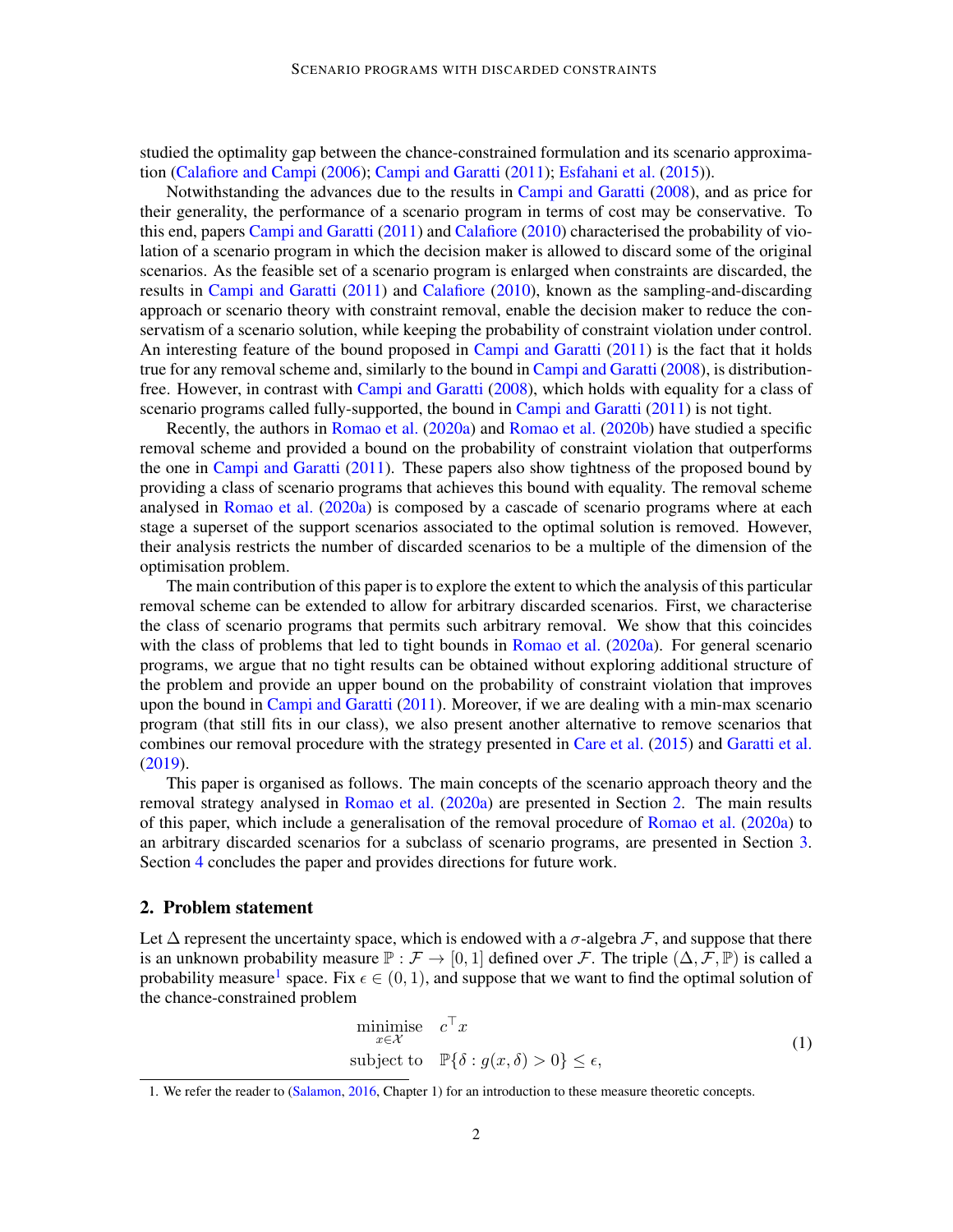studied the optimality gap between the chance-constrained formulation and its scenario approximation (Calafiore and Campi (2006); Campi and Garatti (2011); Esfahani et al. (2015)).

Notwithstanding the advances due to the results in Campi and Garatti (2008), and as price for their generality, the performance of a scenario program in terms of cost may be conservative. To this end, papers Campi and Garatti (2011) and Calafiore (2010) characterised the probability of violation of a scenario program in which the decision maker is allowed to discard some of the original scenarios. As the feasible set of a scenario program is enlarged when constraints are discarded, the results in Campi and Garatti (2011) and Calafiore (2010), known as the sampling-and-discarding approach or scenario theory with constraint removal, enable the decision maker to reduce the conservatism of a scenario solution, while keeping the probability of constraint violation under control. An interesting feature of the bound proposed in Campi and Garatti (2011) is the fact that it holds true for any removal scheme and, similarly to the bound in Campi and Garatti (2008), is distribution-free. However, in contrast with Campi and Garatti (2008), which holds with equality for a class of scenario programs called fully-supported, the bound in Campi and Garatti (2011) is not tight.

Recently, the authors in Romao et al. (2020a) and Romao et al. (2020b) have studied a specific removal scheme and provided a bound on the probability of constraint violation that outperforms the one in Campi and Garatti (2011). These papers also show tightness of the proposed bound by providing a class of scenario programs that achieves this bound with equality. The removal scheme analysed in Romao et al. (2020a) is composed by a cascade of scenario programs where at each stage a superset of the support scenarios associated to the optimal solution is removed. However, their analysis restricts the number of discarded scenarios to be a multiple of the dimension of the optimisation problem.

The main contribution of this paper is to explore the extent to which the analysis of this particular removal scheme can be extended to allow for arbitrary discarded scenarios. First, we characterise the class of scenario programs that permits such arbitrary removal. We show that this coincides with the class of problems that led to tight bounds in Romao et al. (2020a). For general scenario programs, we argue that no tight results can be obtained without exploring additional structure of the problem and provide an upper bound on the probability of constraint violation that improves upon the bound in Campi and Garatti (2011). Moreover, if we are dealing with a min-max scenario program (that still fits in our class), we also present another alternative to remove scenarios that combines our removal procedure with the strategy presented in Care et al. (2015) and Garatti et al. (2019).

This paper is organised as follows. The main concepts of the scenario approach theory and the removal strategy analysed in Romao et al. (2020a) are presented in Section 2. The main results of this paper, which include a generalisation of the removal procedure of Romao et al. (2020a) to an arbitrary discarded scenarios for a subclass of scenario programs, are presented in Section 3. Section 4 concludes the paper and provides directions for future work.

## 2. Problem statement

Let $\Delta$ represent the uncertainty space, which is endowed with a $\sigma$-algebra $\mathcal{F}$, and suppose that there is an unknown probability measure $\mathbb{P} : \mathcal{F} \to [0, 1]$ defined over $\mathcal{F}$. The triple $(\Delta, \mathcal{F}, \mathbb{P})$ is called a probability measure[1] space. Fix $\epsilon \in (0, 1)$, and suppose that we want to find the optimal solution of the chance-constrained problem

$$\begin{aligned} \underset{x \in \mathcal{X}}{\text{minimise}} \quad & c^\top x \\ \text{subject to} \quad & \mathbb{P}\{\delta : g(x, \delta) > 0\} \leq \epsilon, \end{aligned} \tag{1}$$

1. We refer the reader to (Salamon, 2016, Chapter 1) for an introduction to these measure theoretic concepts.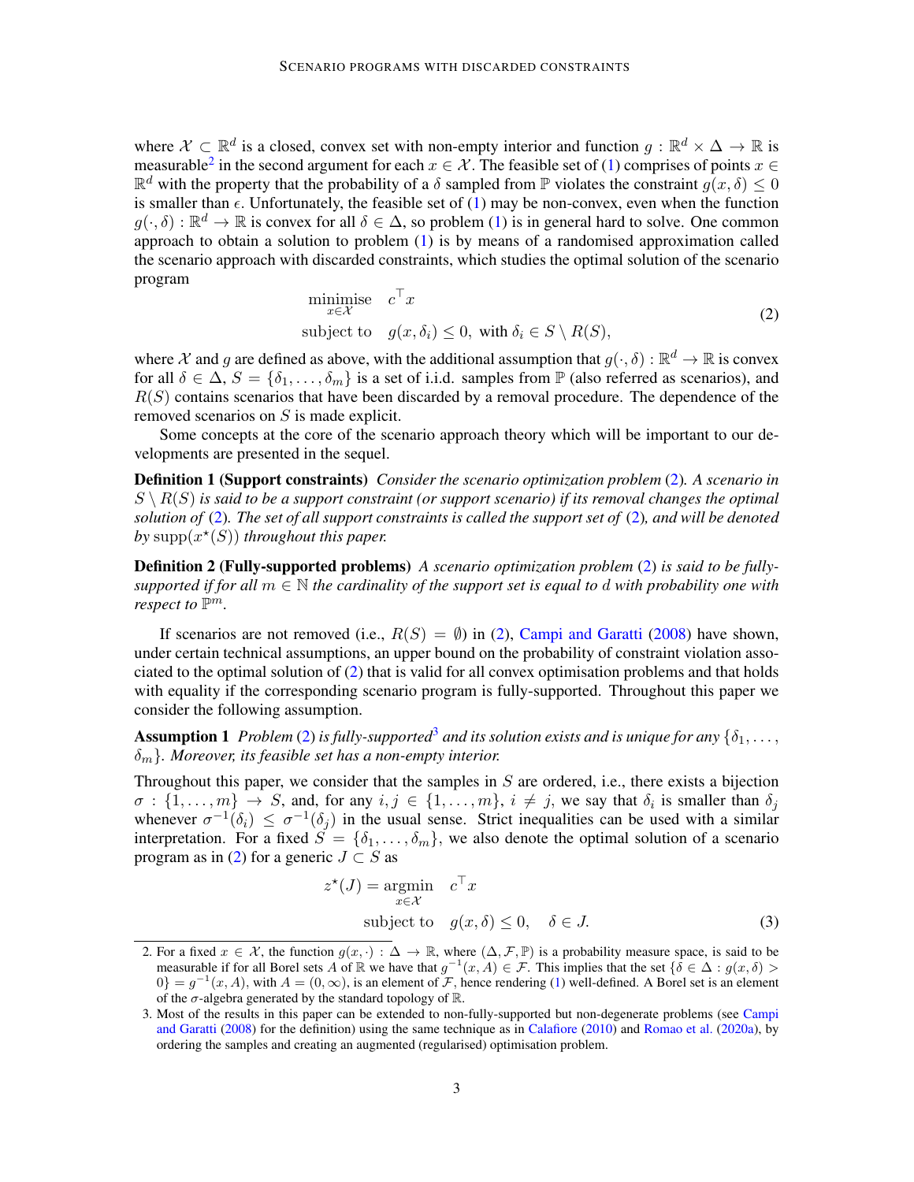where $\mathcal{X} \subset \mathbb{R}^d$ is a closed, convex set with non-empty interior and function $g : \mathbb{R}^d \times \Delta \to \mathbb{R}$ is measurable[2] in the second argument for each $x \in \mathcal{X}$. The feasible set of (1) comprises of points $x \in \mathbb{R}^d$ with the property that the probability of a $\delta$ sampled from $\mathbb{P}$ violates the constraint $g(x, \delta) \leq 0$ is smaller than $\epsilon$. Unfortunately, the feasible set of (1) may be non-convex, even when the function $g(\cdot, \delta) : \mathbb{R}^d \to \mathbb{R}$ is convex for all $\delta \in \Delta$, so problem (1) is in general hard to solve. One common approach to obtain a solution to problem (1) is by means of a randomised approximation called the scenario approach with discarded constraints, which studies the optimal solution of the scenario program

$$
\begin{aligned}
&\underset{x \in \mathcal{X}}{\text{minimise}} \quad c^\top x \\
&\text{subject to} \quad g(x, \delta_i) \leq 0, \text{ with } \delta_i \in S \setminus R(S),
\end{aligned}
\tag{2}
$$

where $\mathcal{X}$ and $g$ are defined as above, with the additional assumption that $g(\cdot, \delta) : \mathbb{R}^d \to \mathbb{R}$ is convex for all $\delta \in \Delta$, $S = \{\delta_1, \ldots, \delta_m\}$ is a set of i.i.d. samples from $\mathbb{P}$ (also referred as scenarios), and $R(S)$ contains scenarios that have been discarded by a removal procedure. The dependence of the removed scenarios on $S$ is made explicit.

Some concepts at the core of the scenario approach theory which will be important to our developments are presented in the sequel.

**Definition 1 (Support constraints)** *Consider the scenario optimization problem (2). A scenario in $S \setminus R(S)$ is said to be a support constraint (or support scenario) if its removal changes the optimal solution of (2). The set of all support constraints is called the support set of (2), and will be denoted by $\operatorname{supp}(x^\star(S))$ throughout this paper.*

**Definition 2 (Fully-supported problems)** *A scenario optimization problem (2) is said to be fully-supported if for all $m \in \mathbb{N}$ the cardinality of the support set is equal to $d$ with probability one with respect to $\mathbb{P}^m$.*

If scenarios are not removed (i.e., $R(S) = \emptyset$) in (2), Campi and Garatti (2008) have shown, under certain technical assumptions, an upper bound on the probability of constraint violation associated to the optimal solution of (2) that is valid for all convex optimisation problems and that holds with equality if the corresponding scenario program is fully-supported. Throughout this paper we consider the following assumption.

**Assumption 1** *Problem (2) is fully-supported[3] and its solution exists and is unique for any $\{\delta_1, \ldots, \delta_m\}$. Moreover, its feasible set has a non-empty interior.*

Throughout this paper, we consider that the samples in $S$ are ordered, i.e., there exists a bijection $\sigma : \{1, \ldots, m\} \to S$, and, for any $i, j \in \{1, \ldots, m\}$, $i \neq j$, we say that $\delta_i$ is smaller than $\delta_j$ whenever $\sigma^{-1}(\delta_i) \leq \sigma^{-1}(\delta_j)$ in the usual sense. Strict inequalities can be used with a similar interpretation. For a fixed $S = \{\delta_1, \ldots, \delta_m\}$, we also denote the optimal solution of a scenario program as in (2) for a generic $J \subset S$ as

$$
\begin{aligned}
z^\star(J) = &\underset{x \in \mathcal{X}}{\text{argmin}} \quad c^\top x \\
&\text{subject to} \quad g(x, \delta) \leq 0, \quad \delta \in J.
\end{aligned}
\tag{3}
$$

2. For a fixed $x \in \mathcal{X}$, the function $g(x, \cdot) : \Delta \to \mathbb{R}$, where $(\Delta, \mathcal{F}, \mathbb{P})$ is a probability measure space, is said to be measurable if for all Borel sets $A$ of $\mathbb{R}$ we have that $g^{-1}(x, A) \in \mathcal{F}$. This implies that the set $\{\delta \in \Delta : g(x, \delta) > 0\} = g^{-1}(x, A)$, with $A = (0, \infty)$, is an element of $\mathcal{F}$, hence rendering (1) well-defined. A Borel set is an element of the $\sigma$-algebra generated by the standard topology of $\mathbb{R}$.

3. Most of the results in this paper can be extended to non-fully-supported but non-degenerate problems (see Campi and Garatti (2008) for the definition) using the same technique as in Calafiore (2010) and Romao et al. (2020a), by ordering the samples and creating an augmented (regularised) optimisation problem.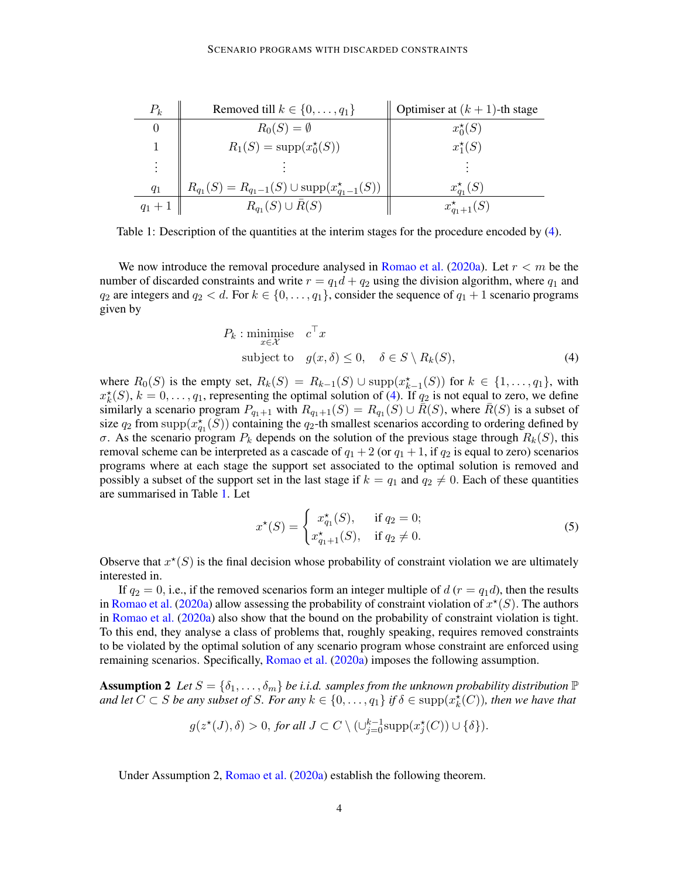| $P_k$ | Removed till $k \in \{0, \ldots, q_1\}$ | Optimiser at $(k+1)$-th stage |
|---|---|---|
| $0$ | $R_0(S) = \emptyset$ | $x_0^\star(S)$ |
| $1$ | $R_1(S) = \text{supp}(x_0^\star(S))$ | $x_1^\star(S)$ |
| $\vdots$ | $\vdots$ | $\vdots$ |
| $q_1$ | $R_{q_1}(S) = R_{q_1-1}(S) \cup \text{supp}(x_{q_1-1}^\star(S))$ | $x_{q_1}^\star(S)$ |
| $q_1+1$ | $R_{q_1}(S) \cup \bar{R}(S)$ | $x_{q_1+1}^\star(S)$ |

Table 1: Description of the quantities at the interim stages for the procedure encoded by (4).

We now introduce the removal procedure analysed in Romao et al. (2020a). Let $r < m$ be the number of discarded constraints and write $r = q_1 d + q_2$ using the division algorithm, where $q_1$ and $q_2$ are integers and $q_2 < d$. For $k \in \{0, \ldots, q_1\}$, consider the sequence of $q_1 + 1$ scenario programs given by

$$
\begin{aligned}
P_k : \underset{x \in \mathcal{X}}{\text{minimise}} \quad & c^\top x \\
\text{subject to} \quad & g(x, \delta) \leq 0, \quad \delta \in S \setminus R_k(S),
\end{aligned} \tag{4}
$$

where $R_0(S)$ is the empty set, $R_k(S) = R_{k-1}(S) \cup \text{supp}(x_{k-1}^\star(S))$ for $k \in \{1, \ldots, q_1\}$, with $x_k^\star(S)$, $k = 0, \ldots, q_1$, representing the optimal solution of (4). If $q_2$ is not equal to zero, we define similarly a scenario program $P_{q_1+1}$ with $R_{q_1+1}(S) = R_{q_1}(S) \cup \bar{R}(S)$, where $\bar{R}(S)$ is a subset of size $q_2$ from $\text{supp}(x_{q_1}^\star(S))$ containing the $q_2$-th smallest scenarios according to ordering defined by $\sigma$. As the scenario program $P_k$ depends on the solution of the previous stage through $R_k(S)$, this removal scheme can be interpreted as a cascade of $q_1 + 2$ (or $q_1 + 1$, if $q_2$ is equal to zero) scenarios programs where at each stage the support set associated to the optimal solution is removed and possibly a subset of the support set in the last stage if $k = q_1$ and $q_2 \neq 0$. Each of these quantities are summarised in Table 1. Let

$$
x^\star(S) = \begin{cases} x_{q_1}^\star(S), & \text{if } q_2 = 0; \\ x_{q_1+1}^\star(S), & \text{if } q_2 \neq 0. \end{cases} \tag{5}
$$

Observe that $x^\star(S)$ is the final decision whose probability of constraint violation we are ultimately interested in.

If $q_2 = 0$, i.e., if the removed scenarios form an integer multiple of $d$ ($r = q_1 d$), then the results in Romao et al. (2020a) allow assessing the probability of constraint violation of $x^\star(S)$. The authors in Romao et al. (2020a) also show that the bound on the probability of constraint violation is tight. To this end, they analyse a class of problems that, roughly speaking, requires removed constraints to be violated by the optimal solution of any scenario program whose constraint are enforced using remaining scenarios. Specifically, Romao et al. (2020a) imposes the following assumption.

**Assumption 2** *Let $S = \{\delta_1, \ldots, \delta_m\}$ be i.i.d. samples from the unknown probability distribution $\mathbb{P}$ and let $C \subset S$ be any subset of $S$. For any $k \in \{0, \ldots, q_1\}$ if $\delta \in \text{supp}(x_k^\star(C))$, then we have that*

$$
g(z^\star(J), \delta) > 0, \textit{ for all } J \subset C \setminus (\cup_{j=0}^{k-1} \text{supp}(x_j^\star(C)) \cup \{\delta\}).
$$

Under Assumption 2, Romao et al. (2020a) establish the following theorem.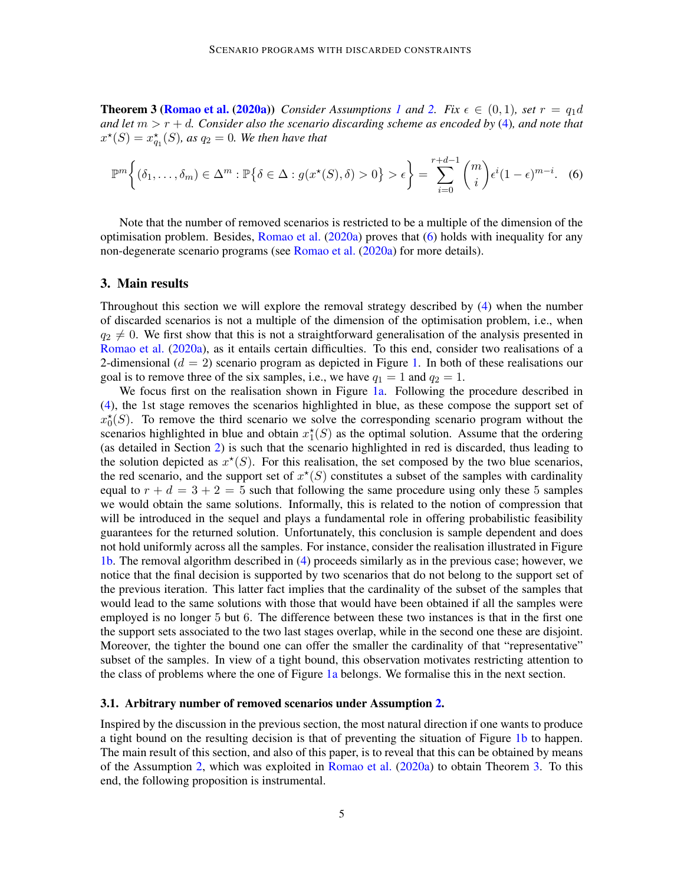**Theorem 3 (Romao et al. (2020a))** *Consider Assumptions 1 and 2. Fix $\epsilon \in (0,1)$, set $r = q_1 d$ and let $m > r + d$. Consider also the scenario discarding scheme as encoded by (4), and note that $x^\star(S) = x^\star_{q_1}(S)$, as $q_2 = 0$. We then have that*

$$\mathbb{P}^m\Big\{(\delta_1,\ldots,\delta_m) \in \Delta^m : \mathbb{P}\big\{\delta \in \Delta : g(x^\star(S),\delta) > 0\big\} > \epsilon\Big\} = \sum_{i=0}^{r+d-1} \binom{m}{i} \epsilon^i (1-\epsilon)^{m-i}. \quad (6)$$

Note that the number of removed scenarios is restricted to be a multiple of the dimension of the optimisation problem. Besides, Romao et al. (2020a) proves that (6) holds with inequality for any non-degenerate scenario programs (see Romao et al. (2020a) for more details).

## 3. Main results

Throughout this section we will explore the removal strategy described by (4) when the number of discarded scenarios is not a multiple of the dimension of the optimisation problem, i.e., when $q_2 \neq 0$. We first show that this is not a straightforward generalisation of the analysis presented in Romao et al. (2020a), as it entails certain difficulties. To this end, consider two realisations of a 2-dimensional ($d = 2$) scenario program as depicted in Figure 1. In both of these realisations our goal is to remove three of the six samples, i.e., we have $q_1 = 1$ and $q_2 = 1$.

We focus first on the realisation shown in Figure 1a. Following the procedure described in (4), the 1st stage removes the scenarios highlighted in blue, as these compose the support set of $x^\star_0(S)$. To remove the third scenario we solve the corresponding scenario program without the scenarios highlighted in blue and obtain $x^\star_1(S)$ as the optimal solution. Assume that the ordering (as detailed in Section 2) is such that the scenario highlighted in red is discarded, thus leading to the solution depicted as $x^\star(S)$. For this realisation, the set composed by the two blue scenarios, the red scenario, and the support set of $x^\star(S)$ constitutes a subset of the samples with cardinality equal to $r + d = 3 + 2 = 5$ such that following the same procedure using only these 5 samples we would obtain the same solutions. Informally, this is related to the notion of compression that will be introduced in the sequel and plays a fundamental role in offering probabilistic feasibility guarantees for the returned solution. Unfortunately, this conclusion is sample dependent and does not hold uniformly across all the samples. For instance, consider the realisation illustrated in Figure 1b. The removal algorithm described in (4) proceeds similarly as in the previous case; however, we notice that the final decision is supported by two scenarios that do not belong to the support set of the previous iteration. This latter fact implies that the cardinality of the subset of the samples that would lead to the same solutions with those that would have been obtained if all the samples were employed is no longer 5 but 6. The difference between these two instances is that in the first one the support sets associated to the two last stages overlap, while in the second one these are disjoint. Moreover, the tighter the bound one can offer the smaller the cardinality of that "representative" subset of the samples. In view of a tight bound, this observation motivates restricting attention to the class of problems where the one of Figure 1a belongs. We formalise this in the next section.

### 3.1. Arbitrary number of removed scenarios under Assumption 2.

Inspired by the discussion in the previous section, the most natural direction if one wants to produce a tight bound on the resulting decision is that of preventing the situation of Figure 1b to happen. The main result of this section, and also of this paper, is to reveal that this can be obtained by means of the Assumption 2, which was exploited in Romao et al. (2020a) to obtain Theorem 3. To this end, the following proposition is instrumental.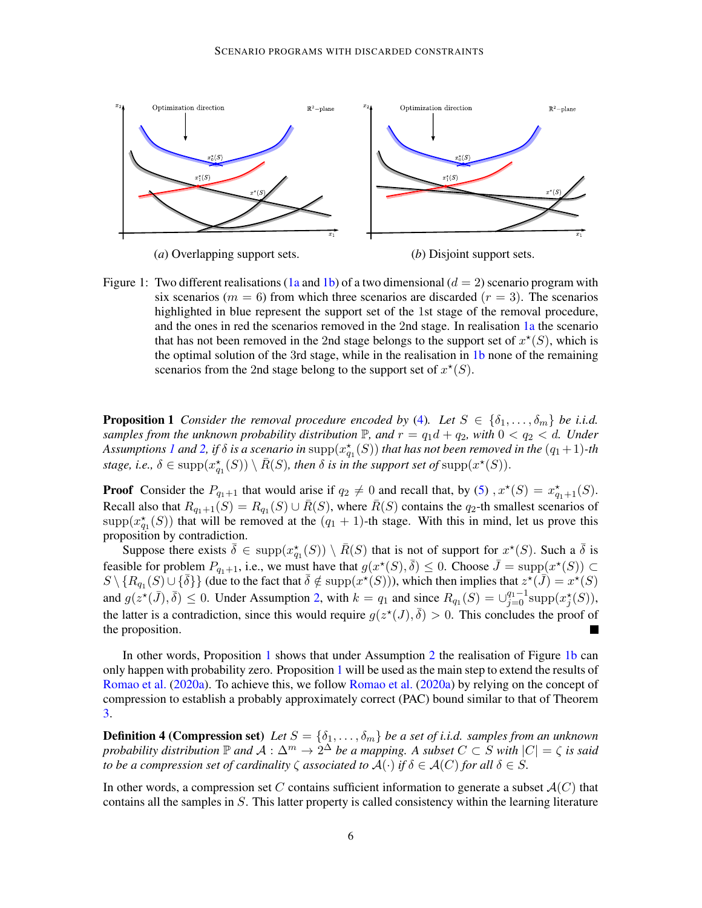(*a*) Overlapping support sets.

(*b*) Disjoint support sets.

Figure 1: Two different realisations (1a and 1b) of a two dimensional ($d = 2$) scenario program with six scenarios ($m = 6$) from which three scenarios are discarded ($r = 3$). The scenarios highlighted in blue represent the support set of the 1st stage of the removal procedure, and the ones in red the scenarios removed in the 2nd stage. In realisation 1a the scenario that has not been removed in the 2nd stage belongs to the support set of $x^\star(S)$, which is the optimal solution of the 3rd stage, while in the realisation in 1b none of the remaining scenarios from the 2nd stage belong to the support set of $x^\star(S)$.

**Proposition 1** *Consider the removal procedure encoded by (4). Let $S \in \{\delta_1, \ldots, \delta_m\}$ be i.i.d. samples from the unknown probability distribution $\mathbb{P}$, and $r = q_1 d + q_2$, with $0 < q_2 < d$. Under Assumptions 1 and 2, if $\delta$ is a scenario in $\mathrm{supp}(x^\star_{q_1}(S))$ that has not been removed in the $(q_1+1)$-th stage, i.e., $\delta \in \mathrm{supp}(x^\star_{q_1}(S)) \setminus \bar{R}(S)$, then $\delta$ is in the support set of $\mathrm{supp}(x^\star(S))$.*

**Proof** Consider the $P_{q_1+1}$ that would arise if $q_2 \neq 0$ and recall that, by (5) , $x^\star(S) = x^\star_{q_1+1}(S)$. Recall also that $R_{q_1+1}(S) = R_{q_1}(S) \cup \bar{R}(S)$, where $\bar{R}(S)$ contains the $q_2$-th smallest scenarios of $\mathrm{supp}(x^\star_{q_1}(S))$ that will be removed at the $(q_1+1)$-th stage. With this in mind, let us prove this proposition by contradiction.

Suppose there exists $\bar{\delta} \in \mathrm{supp}(x^\star_{q_1}(S)) \setminus \bar{R}(S)$ that is not of support for $x^\star(S)$. Such a $\bar{\delta}$ is feasible for problem $P_{q_1+1}$, i.e., we must have that $g(x^\star(S), \bar{\delta}) \leq 0$. Choose $\bar{J} = \mathrm{supp}(x^\star(S)) \subset S \setminus \{R_{q_1}(S) \cup \{\bar{\delta}\}\}$ (due to the fact that $\bar{\delta} \notin \mathrm{supp}(x^\star(S))$), which then implies that $z^\star(\bar{J}) = x^\star(S)$ and $g(z^\star(\bar{J}), \bar{\delta}) \leq 0$. Under Assumption 2, with $k = q_1$ and since $R_{q_1}(S) = \cup_{j=0}^{q_1-1} \mathrm{supp}(x^\star_j(S))$, the latter is a contradiction, since this would require $g(z^\star(J), \bar{\delta}) > 0$. This concludes the proof of the proposition. ■

In other words, Proposition 1 shows that under Assumption 2 the realisation of Figure 1b can only happen with probability zero. Proposition 1 will be used as the main step to extend the results of Romao et al. (2020a). To achieve this, we follow Romao et al. (2020a) by relying on the concept of compression to establish a probably approximately correct (PAC) bound similar to that of Theorem 3.

**Definition 4 (Compression set)** *Let $S = \{\delta_1, \ldots, \delta_m\}$ be a set of i.i.d. samples from an unknown probability distribution $\mathbb{P}$ and $\mathcal{A} : \Delta^m \to 2^\Delta$ be a mapping. A subset $C \subset S$ with $|C| = \zeta$ is said to be a compression set of cardinality $\zeta$ associated to $\mathcal{A}(\cdot)$ if $\delta \in \mathcal{A}(C)$ for all $\delta \in S$.*

In other words, a compression set $C$ contains sufficient information to generate a subset $\mathcal{A}(C)$ that contains all the samples in $S$. This latter property is called consistency within the learning literature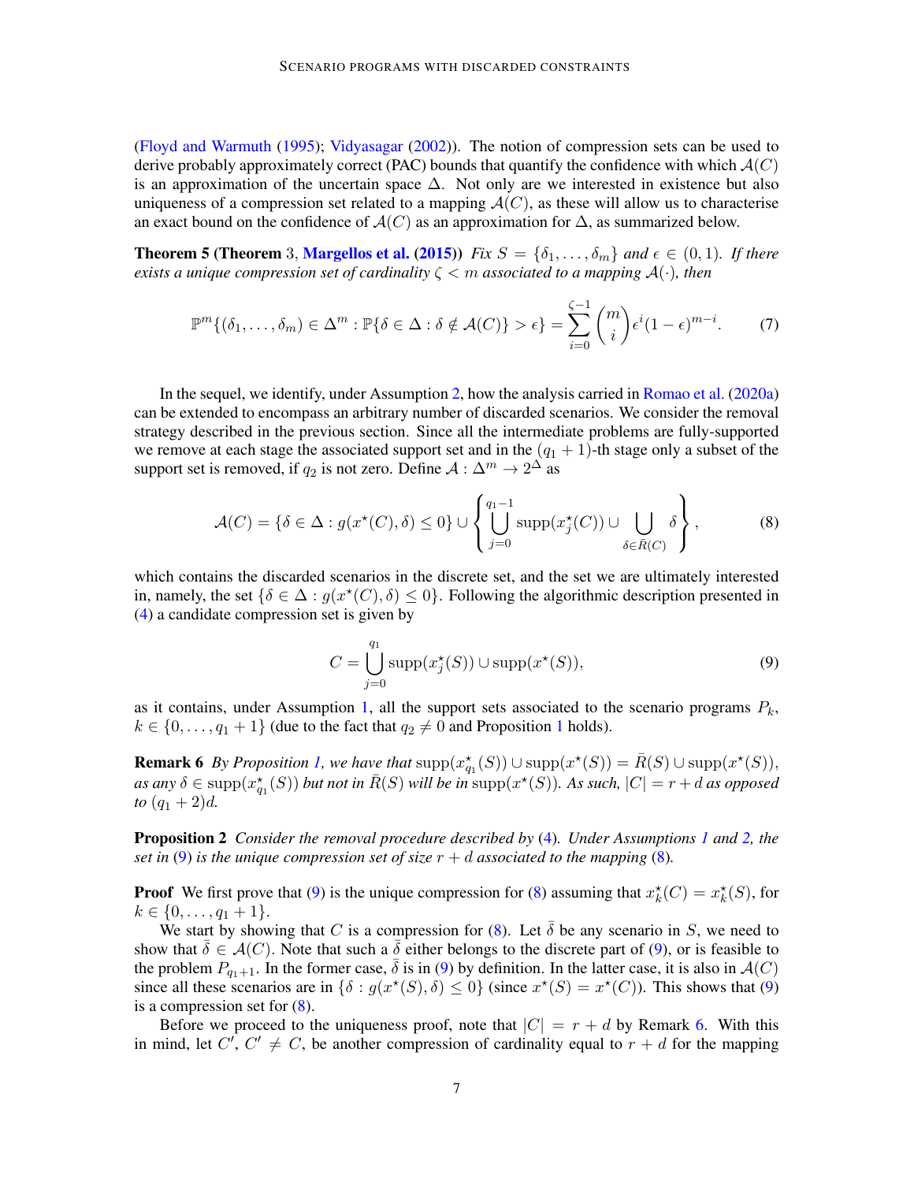(Floyd and Warmuth (1995); Vidyasagar (2002)). The notion of compression sets can be used to derive probably approximately correct (PAC) bounds that quantify the confidence with which $\mathcal{A}(C)$ is an approximation of the uncertain space $\Delta$. Not only are we interested in existence but also uniqueness of a compression set related to a mapping $\mathcal{A}(C)$, as these will allow us to characterise an exact bound on the confidence of $\mathcal{A}(C)$ as an approximation for $\Delta$, as summarized below.

**Theorem 5 (Theorem** 3, **Margellos et al. (2015))** *Fix $S = \{\delta_1, \ldots, \delta_m\}$ and $\epsilon \in (0,1)$. If there exists a unique compression set of cardinality $\zeta < m$ associated to a mapping $\mathcal{A}(\cdot)$, then*

$$\mathbb{P}^m\{(\delta_1, \ldots, \delta_m) \in \Delta^m : \mathbb{P}\{\delta \in \Delta : \delta \notin \mathcal{A}(C)\} > \epsilon\} = \sum_{i=0}^{\zeta-1} \binom{m}{i} \epsilon^i (1-\epsilon)^{m-i}. \tag{7}$$

In the sequel, we identify, under Assumption 2, how the analysis carried in Romao et al. (2020a) can be extended to encompass an arbitrary number of discarded scenarios. We consider the removal strategy described in the previous section. Since all the intermediate problems are fully-supported we remove at each stage the associated support set and in the $(q_1+1)$-th stage only a subset of the support set is removed, if $q_2$ is not zero. Define $\mathcal{A} : \Delta^m \to 2^\Delta$ as

$$\mathcal{A}(C) = \{\delta \in \Delta : g(x^\star(C), \delta) \leq 0\} \cup \left\{ \bigcup_{j=0}^{q_1-1} \mathrm{supp}(x_j^\star(C)) \cup \bigcup_{\delta \in \bar{R}(C)} \delta \right\}, \tag{8}$$

which contains the discarded scenarios in the discrete set, and the set we are ultimately interested in, namely, the set $\{\delta \in \Delta : g(x^\star(C), \delta) \leq 0\}$. Following the algorithmic description presented in (4) a candidate compression set is given by

$$C = \bigcup_{j=0}^{q_1} \mathrm{supp}(x_j^\star(S)) \cup \mathrm{supp}(x^\star(S)), \tag{9}$$

as it contains, under Assumption 1, all the support sets associated to the scenario programs $P_k$, $k \in \{0, \ldots, q_1+1\}$ (due to the fact that $q_2 \neq 0$ and Proposition 1 holds).

**Remark 6** *By Proposition 1, we have that $\mathrm{supp}(x_{q_1}^\star(S)) \cup \mathrm{supp}(x^\star(S)) = \bar{R}(S) \cup \mathrm{supp}(x^\star(S))$, as any $\delta \in \mathrm{supp}(x_{q_1}^\star(S))$ but not in $\bar{R}(S)$ will be in $\mathrm{supp}(x^\star(S))$. As such, $|C| = r + d$ as opposed to $(q_1+2)d$.*

**Proposition 2** *Consider the removal procedure described by (4). Under Assumptions 1 and 2, the set in (9) is the unique compression set of size $r+d$ associated to the mapping (8).*

**Proof** We first prove that (9) is the unique compression for (8) assuming that $x_k^\star(C) = x_k^\star(S)$, for $k \in \{0, \ldots, q_1+1\}$.

We start by showing that $C$ is a compression for (8). Let $\bar{\delta}$ be any scenario in $S$, we need to show that $\bar{\delta} \in \mathcal{A}(C)$. Note that such a $\bar{\delta}$ either belongs to the discrete part of (9), or is feasible to the problem $P_{q_1+1}$. In the former case, $\bar{\delta}$ is in (9) by definition. In the latter case, it is also in $\mathcal{A}(C)$ since all these scenarios are in $\{\delta : g(x^\star(S), \delta) \leq 0\}$ (since $x^\star(S) = x^\star(C)$). This shows that (9) is a compression set for (8).

Before we proceed to the uniqueness proof, note that $|C| = r + d$ by Remark 6. With this in mind, let $C'$, $C' \neq C$, be another compression of cardinality equal to $r + d$ for the mapping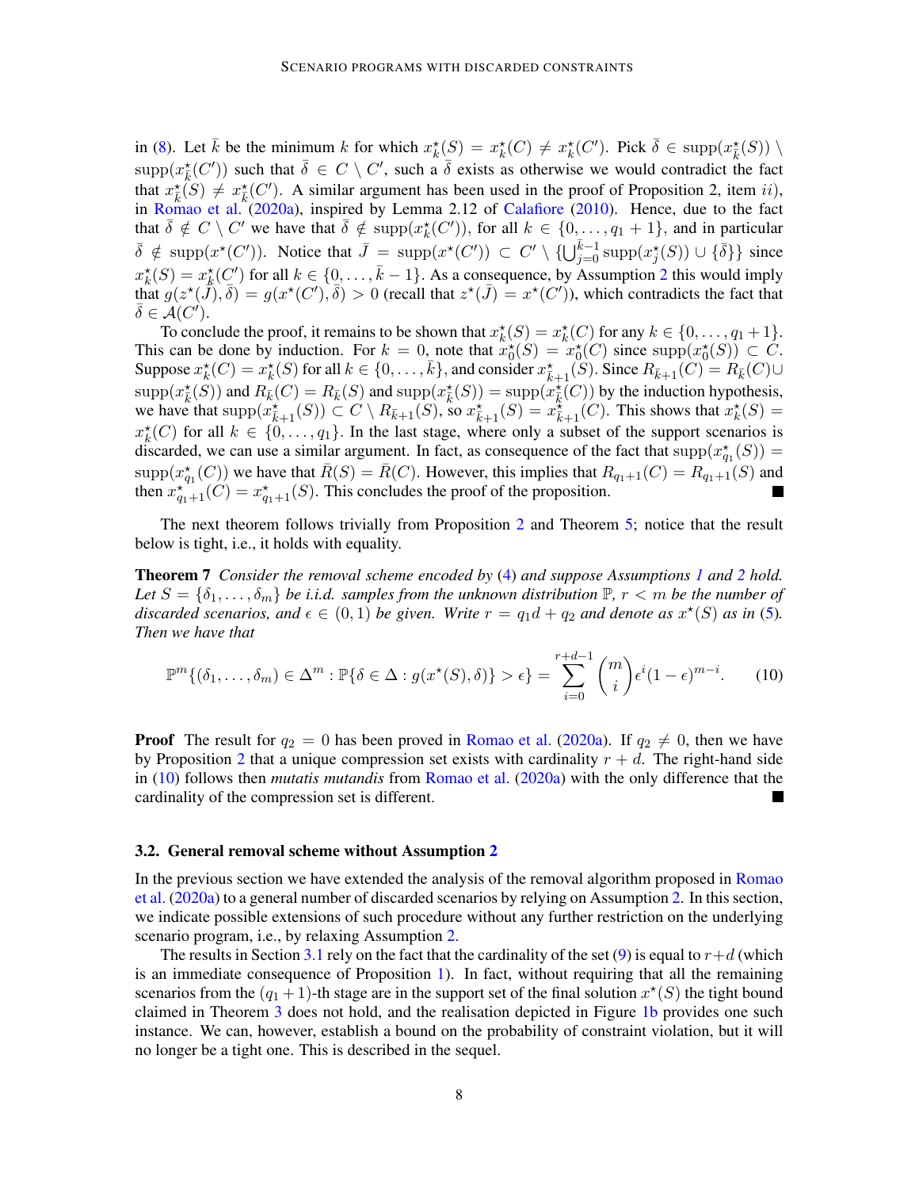in (8). Let $\bar{k}$ be the minimum $k$ for which $x_k^\star(S) = x_k^\star(C) \neq x_k^\star(C')$. Pick $\bar{\delta} \in \mathrm{supp}(x_{\bar{k}}^\star(S)) \setminus \mathrm{supp}(x_{\bar{k}}^\star(C'))$ such that $\bar{\delta} \in C \setminus C'$, such a $\bar{\delta}$ exists as otherwise we would contradict the fact that $x_{\bar{k}}^\star(S) \neq x_{\bar{k}}^\star(C')$. A similar argument has been used in the proof of Proposition 2, item $ii$), in Romao et al. (2020a), inspired by Lemma 2.12 of Calafiore (2010). Hence, due to the fact that $\bar{\delta} \notin C \setminus C'$ we have that $\bar{\delta} \notin \mathrm{supp}(x_k^\star(C'))$, for all $k \in \{0, \ldots, q_1 + 1\}$, and in particular $\bar{\delta} \notin \mathrm{supp}(x^\star(C'))$. Notice that $\bar{J} = \mathrm{supp}(x^\star(C')) \subset C' \setminus \{\bigcup_{j=0}^{\bar{k}-1} \mathrm{supp}(x_j^\star(S)) \cup \{\bar{\delta}\}\}$ since $x_k^\star(S) = x_k^\star(C')$ for all $k \in \{0, \ldots, \bar{k} - 1\}$. As a consequence, by Assumption 2 this would imply that $g(z^\star(\bar{J}), \bar{\delta}) = g(x^\star(C'), \bar{\delta}) > 0$ (recall that $z^\star(\bar{J}) = x^\star(C')$), which contradicts the fact that $\bar{\delta} \in \mathcal{A}(C')$.

To conclude the proof, it remains to be shown that $x_k^\star(S) = x_k^\star(C)$ for any $k \in \{0, \ldots, q_1 + 1\}$. This can be done by induction. For $k = 0$, note that $x_0^\star(S) = x_0^\star(C)$ since $\mathrm{supp}(x_0^\star(S)) \subset C$. Suppose $x_k^\star(C) = x_k^\star(S)$ for all $k \in \{0, \ldots, \bar{k}\}$, and consider $x_{\bar{k}+1}^\star(S)$. Since $R_{\bar{k}+1}(C) = R_{\bar{k}}(C) \cup \mathrm{supp}(x_{\bar{k}}^\star(S))$ and $R_{\bar{k}}(C) = R_{\bar{k}}(S)$ and $\mathrm{supp}(x_{\bar{k}}^\star(S)) = \mathrm{supp}(x_{\bar{k}}^\star(C))$ by the induction hypothesis, we have that $\mathrm{supp}(x_{\bar{k}+1}^\star(S)) \subset C \setminus R_{\bar{k}+1}(S)$, so $x_{\bar{k}+1}^\star(S) = x_{\bar{k}+1}^\star(C)$. This shows that $x_k^\star(S) = x_k^\star(C)$ for all $k \in \{0, \ldots, q_1\}$. In the last stage, where only a subset of the support scenarios is discarded, we can use a similar argument. In fact, as consequence of the fact that $\mathrm{supp}(x_{q_1}^\star(S)) = \mathrm{supp}(x_{q_1}^\star(C))$ we have that $\bar{R}(S) = \bar{R}(C)$. However, this implies that $R_{q_1+1}(C) = R_{q_1+1}(S)$ and then $x_{q_1+1}^\star(C) = x_{q_1+1}^\star(S)$. This concludes the proof of the proposition. ■

The next theorem follows trivially from Proposition 2 and Theorem 5; notice that the result below is tight, i.e., it holds with equality.

**Theorem 7** *Consider the removal scheme encoded by* (4) *and suppose Assumptions 1 and 2 hold. Let $S = \{\delta_1, \ldots, \delta_m\}$ be i.i.d. samples from the unknown distribution $\mathbb{P}$, $r < m$ be the number of discarded scenarios, and $\epsilon \in (0, 1)$ be given. Write $r = q_1 d + q_2$ and denote as $x^\star(S)$ as in* (5)*. Then we have that*

$$\mathbb{P}^m\{(\delta_1, \ldots, \delta_m) \in \Delta^m : \mathbb{P}\{\delta \in \Delta : g(x^\star(S), \delta)\} > \epsilon\} = \sum_{i=0}^{r+d-1} \binom{m}{i} \epsilon^i (1-\epsilon)^{m-i}. \tag{10}$$

**Proof** The result for $q_2 = 0$ has been proved in Romao et al. (2020a). If $q_2 \neq 0$, then we have by Proposition 2 that a unique compression set exists with cardinality $r + d$. The right-hand side in (10) follows then *mutatis mutandis* from Romao et al. (2020a) with the only difference that the cardinality of the compression set is different. ■

### 3.2. General removal scheme without Assumption 2

In the previous section we have extended the analysis of the removal algorithm proposed in Romao et al. (2020a) to a general number of discarded scenarios by relying on Assumption 2. In this section, we indicate possible extensions of such procedure without any further restriction on the underlying scenario program, i.e., by relaxing Assumption 2.

The results in Section 3.1 rely on the fact that the cardinality of the set (9) is equal to $r+d$ (which is an immediate consequence of Proposition 1). In fact, without requiring that all the remaining scenarios from the $(q_1+1)$-th stage are in the support set of the final solution $x^\star(S)$ the tight bound claimed in Theorem 3 does not hold, and the realisation depicted in Figure 1b provides one such instance. We can, however, establish a bound on the probability of constraint violation, but it will no longer be a tight one. This is described in the sequel.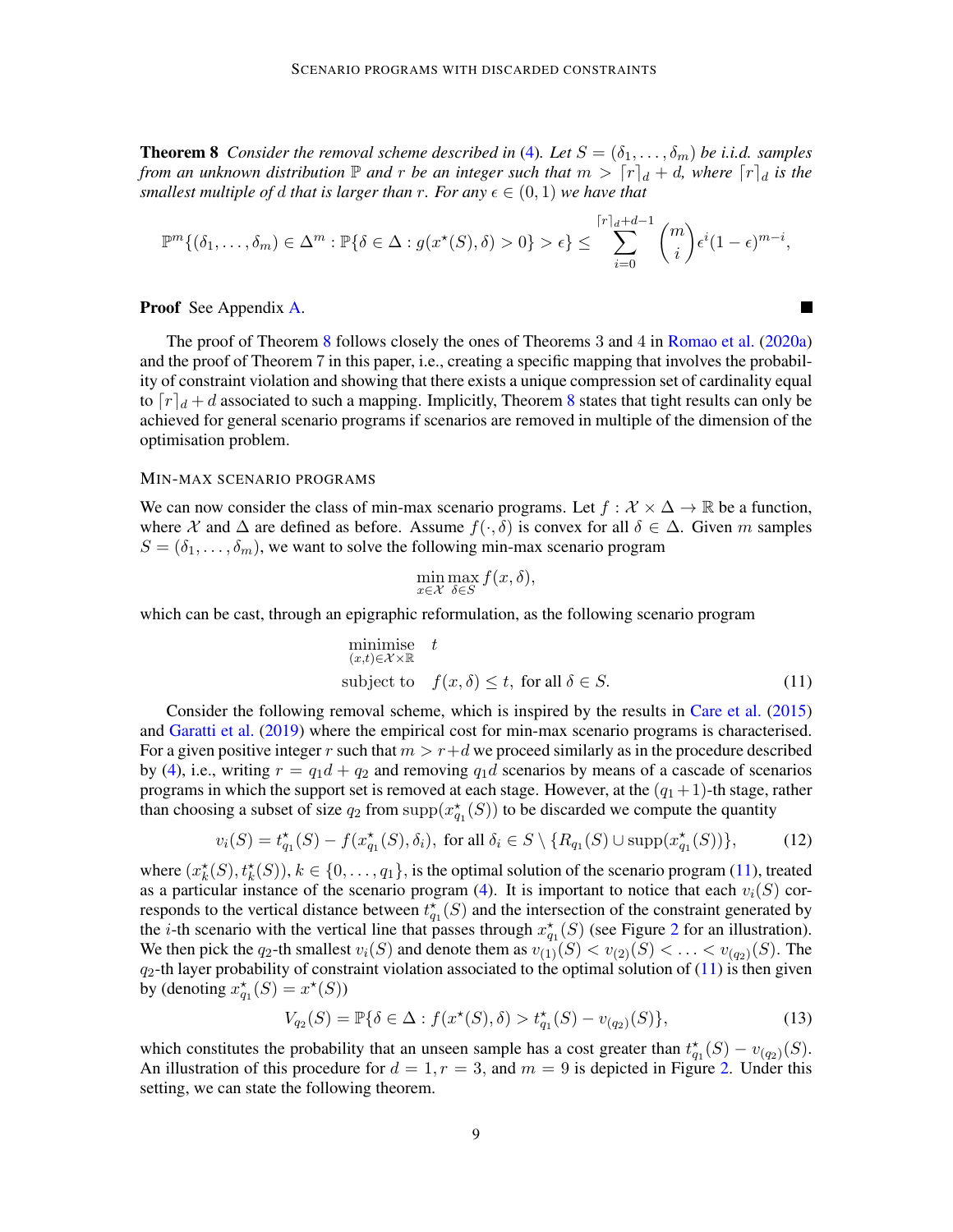**Theorem 8** *Consider the removal scheme described in (4). Let $S = (\delta_1, \ldots, \delta_m)$ be i.i.d. samples from an unknown distribution $\mathbb{P}$ and $r$ be an integer such that $m > \lceil r \rceil_d + d$, where $\lceil r \rceil_d$ is the smallest multiple of $d$ that is larger than $r$. For any $\epsilon \in (0, 1)$ we have that*

$$\mathbb{P}^m\{(\delta_1, \ldots, \delta_m) \in \Delta^m : \mathbb{P}\{\delta \in \Delta : g(x^\star(S), \delta) > 0\} > \epsilon\} \leq \sum_{i=0}^{\lceil r \rceil_d + d - 1} \binom{m}{i} \epsilon^i (1-\epsilon)^{m-i},$$

**Proof** See Appendix A. ■

The proof of Theorem 8 follows closely the ones of Theorems 3 and 4 in Romao et al. (2020a) and the proof of Theorem 7 in this paper, i.e., creating a specific mapping that involves the probability of constraint violation and showing that there exists a unique compression set of cardinality equal to $\lceil r \rceil_d + d$ associated to such a mapping. Implicitly, Theorem 8 states that tight results can only be achieved for general scenario programs if scenarios are removed in multiple of the dimension of the optimisation problem.

### MIN-MAX SCENARIO PROGRAMS

We can now consider the class of min-max scenario programs. Let $f : \mathcal{X} \times \Delta \to \mathbb{R}$ be a function, where $\mathcal{X}$ and $\Delta$ are defined as before. Assume $f(\cdot, \delta)$ is convex for all $\delta \in \Delta$. Given $m$ samples $S = (\delta_1, \ldots, \delta_m)$, we want to solve the following min-max scenario program

$$\min_{x \in \mathcal{X}} \max_{\delta \in S} f(x, \delta),$$

which can be cast, through an epigraphic reformulation, as the following scenario program

$$\begin{aligned} &\underset{(x,t) \in \mathcal{X} \times \mathbb{R}}{\text{minimise}} \quad t \\ &\text{subject to} \quad f(x, \delta) \leq t, \text{ for all } \delta \in S. \end{aligned} \tag{11}$$

Consider the following removal scheme, which is inspired by the results in Care et al. (2015) and Garatti et al. (2019) where the empirical cost for min-max scenario programs is characterised. For a given positive integer $r$ such that $m > r + d$ we proceed similarly as in the procedure described by (4), i.e., writing $r = q_1 d + q_2$ and removing $q_1 d$ scenarios by means of a cascade of scenarios programs in which the support set is removed at each stage. However, at the $(q_1 + 1)$-th stage, rather than choosing a subset of size $q_2$ from $\text{supp}(x^\star_{q_1}(S))$ to be discarded we compute the quantity

$$v_i(S) = t^\star_{q_1}(S) - f(x^\star_{q_1}(S), \delta_i), \text{ for all } \delta_i \in S \setminus \{R_{q_1}(S) \cup \text{supp}(x^\star_{q_1}(S))\}, \tag{12}$$

where $(x^\star_k(S), t^\star_k(S))$, $k \in \{0, \ldots, q_1\}$, is the optimal solution of the scenario program (11), treated as a particular instance of the scenario program (4). It is important to notice that each $v_i(S)$ corresponds to the vertical distance between $t^\star_{q_1}(S)$ and the intersection of the constraint generated by the $i$-th scenario with the vertical line that passes through $x^\star_{q_1}(S)$ (see Figure 2 for an illustration). We then pick the $q_2$-th smallest $v_i(S)$ and denote them as $v_{(1)}(S) < v_{(2)}(S) < \ldots < v_{(q_2)}(S)$. The $q_2$-th layer probability of constraint violation associated to the optimal solution of (11) is then given by (denoting $x^\star_{q_1}(S) = x^\star(S)$)

$$V_{q_2}(S) = \mathbb{P}\{\delta \in \Delta : f(x^\star(S), \delta) > t^\star_{q_1}(S) - v_{(q_2)}(S)\}, \tag{13}$$

which constitutes the probability that an unseen sample has a cost greater than $t^\star_{q_1}(S) - v_{(q_2)}(S)$. An illustration of this procedure for $d = 1, r = 3$, and $m = 9$ is depicted in Figure 2. Under this setting, we can state the following theorem.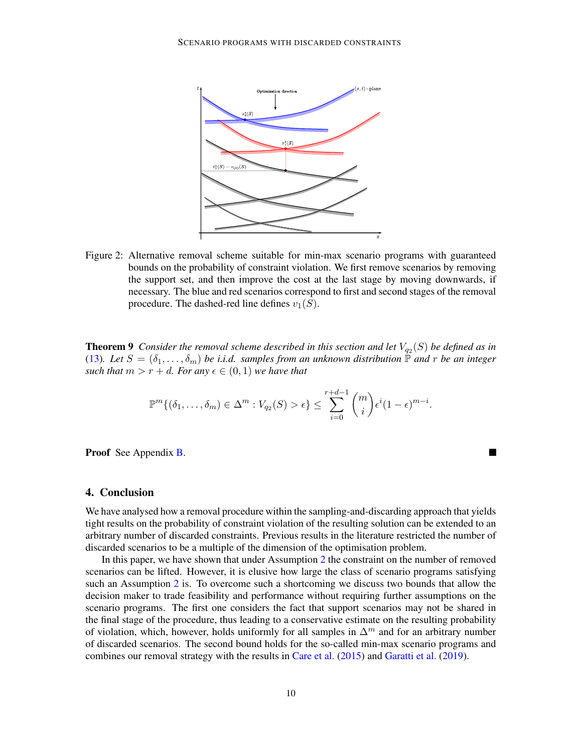Figure 2: Alternative removal scheme suitable for min-max scenario programs with guaranteed bounds on the probability of constraint violation. We first remove scenarios by removing the support set, and then improve the cost at the last stage by moving downwards, if necessary. The blue and red scenarios correspond to first and second stages of the removal procedure. The dashed-red line defines $v_1(S)$.

**Theorem 9** *Consider the removal scheme described in this section and let $V_{q_2}(S)$ be defined as in (13). Let $S = (\delta_1, \ldots, \delta_m)$ be i.i.d. samples from an unknown distribution $\mathbb{P}$ and $r$ be an integer such that $m > r + d$. For any $\epsilon \in (0, 1)$ we have that*

$$\mathbb{P}^m\{(\delta_1, \ldots, \delta_m) \in \Delta^m : V_{q_2}(S) > \epsilon\} \leq \sum_{i=0}^{r+d-1} \binom{m}{i} \epsilon^i (1-\epsilon)^{m-i}.$$

**Proof** See Appendix B. ∎

## 4. Conclusion

We have analysed how a removal procedure within the sampling-and-discarding approach that yields tight results on the probability of constraint violation of the resulting solution can be extended to an arbitrary number of discarded constraints. Previous results in the literature restricted the number of discarded scenarios to be a multiple of the dimension of the optimisation problem.

In this paper, we have shown that under Assumption 2 the constraint on the number of removed scenarios can be lifted. However, it is elusive how large the class of scenario programs satisfying such an Assumption 2 is. To overcome such a shortcoming we discuss two bounds that allow the decision maker to trade feasibility and performance without requiring further assumptions on the scenario programs. The first one considers the fact that support scenarios may not be shared in the final stage of the procedure, thus leading to a conservative estimate on the resulting probability of violation, which, however, holds uniformly for all samples in $\Delta^m$ and for an arbitrary number of discarded scenarios. The second bound holds for the so-called min-max scenario programs and combines our removal strategy with the results in Care et al. (2015) and Garatti et al. (2019).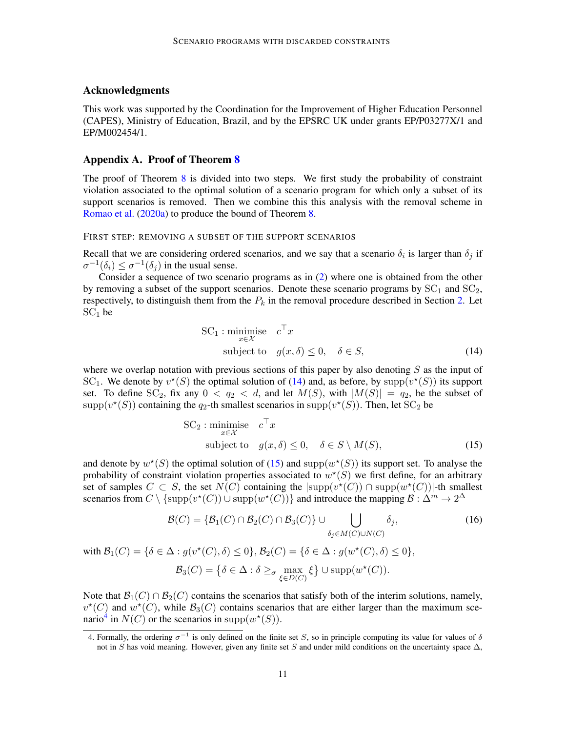## Acknowledgments

This work was supported by the Coordination for the Improvement of Higher Education Personnel (CAPES), Ministry of Education, Brazil, and by the EPSRC UK under grants EP/P03277X/1 and EP/M002454/1.

## Appendix A. Proof of Theorem 8

The proof of Theorem 8 is divided into two steps. We first study the probability of constraint violation associated to the optimal solution of a scenario program for which only a subset of its support scenarios is removed. Then we combine this this analysis with the removal scheme in Romao et al. (2020a) to produce the bound of Theorem 8.

FIRST STEP: REMOVING A SUBSET OF THE SUPPORT SCENARIOS

Recall that we are considering ordered scenarios, and we say that a scenario $\delta_i$ is larger than $\delta_j$ if $\sigma^{-1}(\delta_i) \leq \sigma^{-1}(\delta_j)$ in the usual sense.

Consider a sequence of two scenario programs as in (2) where one is obtained from the other by removing a subset of the support scenarios. Denote these scenario programs by $\mathrm{SC}_1$ and $\mathrm{SC}_2$, respectively, to distinguish them from the $P_k$ in the removal procedure described in Section 2. Let $\mathrm{SC}_1$ be

$$\begin{aligned} \mathrm{SC}_1 : \underset{x \in \mathcal{X}}{\text{minimise}} \quad & c^\top x \\ \text{subject to} \quad & g(x, \delta) \leq 0, \quad \delta \in S, \end{aligned} \tag{14}$$

where we overlap notation with previous sections of this paper by also denoting $S$ as the input of $\mathrm{SC}_1$. We denote by $v^\star(S)$ the optimal solution of (14) and, as before, by $\mathrm{supp}(v^\star(S))$ its support set. To define $\mathrm{SC}_2$, fix any $0 < q_2 < d$, and let $M(S)$, with $|M(S)| = q_2$, be the subset of $\mathrm{supp}(v^\star(S))$ containing the $q_2$-th smallest scenarios in $\mathrm{supp}(v^\star(S))$. Then, let $\mathrm{SC}_2$ be

$$\begin{aligned} \mathrm{SC}_2 : \underset{x \in \mathcal{X}}{\text{minimise}} \quad & c^\top x \\ \text{subject to} \quad & g(x, \delta) \leq 0, \quad \delta \in S \setminus M(S), \end{aligned} \tag{15}$$

and denote by $w^\star(S)$ the optimal solution of (15) and $\mathrm{supp}(w^\star(S))$ its support set. To analyse the probability of constraint violation properties associated to $w^\star(S)$ we first define, for an arbitrary set of samples $C \subset S$, the set $N(C)$ containing the $|\mathrm{supp}(v^\star(C)) \cap \mathrm{supp}(w^\star(C))|$-th smallest scenarios from $C \setminus \{\mathrm{supp}(v^\star(C)) \cup \mathrm{supp}(w^\star(C))\}$ and introduce the mapping $\mathcal{B} : \Delta^m \to 2^\Delta$

$$\mathcal{B}(C) = \{\mathcal{B}_1(C) \cap \mathcal{B}_2(C) \cap \mathcal{B}_3(C)\} \cup \bigcup_{\delta_j \in M(C) \cup N(C)} \delta_j, \tag{16}$$

with $\mathcal{B}_1(C) = \{\delta \in \Delta : g(v^\star(C), \delta) \leq 0\}$, $\mathcal{B}_2(C) = \{\delta \in \Delta : g(w^\star(C), \delta) \leq 0\}$,

$$\mathcal{B}_3(C) = \big\{\delta \in \Delta : \delta \geq_\sigma \max_{\xi \in D(C)} \xi\big\} \cup \mathrm{supp}(w^\star(C)).$$

Note that $\mathcal{B}_1(C) \cap \mathcal{B}_2(C)$ contains the scenarios that satisfy both of the interim solutions, namely, $v^\star(C)$ and $w^\star(C)$, while $\mathcal{B}_3(C)$ contains scenarios that are either larger than the maximum scenario[4] in $N(C)$ or the scenarios in $\mathrm{supp}(w^\star(S))$.

4. Formally, the ordering $\sigma^{-1}$ is only defined on the finite set $S$, so in principle computing its value for values of $\delta$ not in $S$ has void meaning. However, given any finite set $S$ and under mild conditions on the uncertainty space $\Delta$,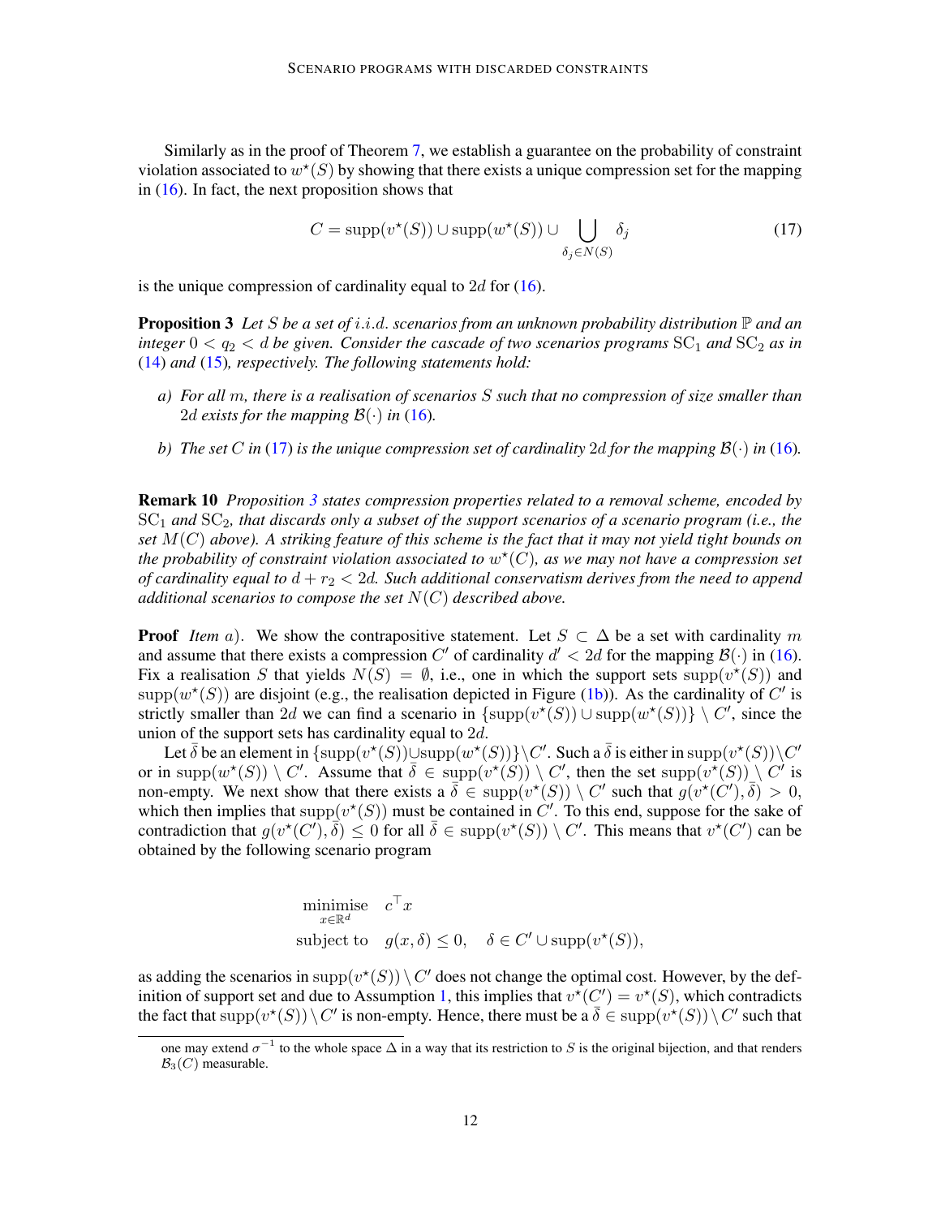Similarly as in the proof of Theorem 7, we establish a guarantee on the probability of constraint violation associated to $w^\star(S)$ by showing that there exists a unique compression set for the mapping in (16). In fact, the next proposition shows that

$$C = \operatorname{supp}(v^\star(S)) \cup \operatorname{supp}(w^\star(S)) \cup \bigcup_{\delta_j \in N(S)} \delta_j \tag{17}$$

is the unique compression of cardinality equal to $2d$ for (16).

**Proposition 3** *Let $S$ be a set of i.i.d. scenarios from an unknown probability distribution $\mathbb{P}$ and an integer $0 < q_2 < d$ be given. Consider the cascade of two scenarios programs $\mathrm{SC}_1$ and $\mathrm{SC}_2$ as in* (14) *and* (15)*, respectively. The following statements hold:*

*a) For all $m$, there is a realisation of scenarios $S$ such that no compression of size smaller than $2d$ exists for the mapping $\mathcal{B}(\cdot)$ in* (16)*.*

*b) The set $C$ in* (17) *is the unique compression set of cardinality $2d$ for the mapping $\mathcal{B}(\cdot)$ in* (16)*.*

**Remark 10** *Proposition 3 states compression properties related to a removal scheme, encoded by $\mathrm{SC}_1$ and $\mathrm{SC}_2$, that discards only a subset of the support scenarios of a scenario program (i.e., the set $M(C)$ above). A striking feature of this scheme is the fact that it may not yield tight bounds on the probability of constraint violation associated to $w^\star(C)$, as we may not have a compression set of cardinality equal to $d + r_2 < 2d$. Such additional conservatism derives from the need to append additional scenarios to compose the set $N(C)$ described above.*

**Proof** *Item a).* We show the contrapositive statement. Let $S \subset \Delta$ be a set with cardinality $m$ and assume that there exists a compression $C'$ of cardinality $d' < 2d$ for the mapping $\mathcal{B}(\cdot)$ in (16). Fix a realisation $S$ that yields $N(S) = \emptyset$, i.e., one in which the support sets $\operatorname{supp}(v^\star(S))$ and $\operatorname{supp}(w^\star(S))$ are disjoint (e.g., the realisation depicted in Figure (1b)). As the cardinality of $C'$ is strictly smaller than $2d$ we can find a scenario in $\{\operatorname{supp}(v^\star(S)) \cup \operatorname{supp}(w^\star(S))\} \setminus C'$, since the union of the support sets has cardinality equal to $2d$.

Let $\bar{\delta}$ be an element in $\{\operatorname{supp}(v^\star(S)) \cup \operatorname{supp}(w^\star(S))\} \setminus C'$. Such a $\bar{\delta}$ is either in $\operatorname{supp}(v^\star(S)) \setminus C'$ or in $\operatorname{supp}(w^\star(S)) \setminus C'$. Assume that $\bar{\delta} \in \operatorname{supp}(v^\star(S)) \setminus C'$, then the set $\operatorname{supp}(v^\star(S)) \setminus C'$ is non-empty. We next show that there exists a $\bar{\delta} \in \operatorname{supp}(v^\star(S)) \setminus C'$ such that $g(v^\star(C'), \bar{\delta}) > 0$, which then implies that $\operatorname{supp}(v^\star(S))$ must be contained in $C'$. To this end, suppose for the sake of contradiction that $g(v^\star(C'), \bar{\delta}) \leq 0$ for all $\bar{\delta} \in \operatorname{supp}(v^\star(S)) \setminus C'$. This means that $v^\star(C')$ can be obtained by the following scenario program

$$\begin{aligned} &\underset{x \in \mathbb{R}^d}{\text{minimise}} \quad c^\top x \\ &\text{subject to} \quad g(x, \delta) \leq 0, \quad \delta \in C' \cup \operatorname{supp}(v^\star(S)), \end{aligned}$$

as adding the scenarios in $\operatorname{supp}(v^\star(S)) \setminus C'$ does not change the optimal cost. However, by the definition of support set and due to Assumption 1, this implies that $v^\star(C') = v^\star(S)$, which contradicts the fact that $\operatorname{supp}(v^\star(S)) \setminus C'$ is non-empty. Hence, there must be a $\bar{\delta} \in \operatorname{supp}(v^\star(S)) \setminus C'$ such that

one may extend $\sigma^{-1}$ to the whole space $\Delta$ in a way that its restriction to $S$ is the original bijection, and that renders $\mathcal{B}_3(C)$ measurable.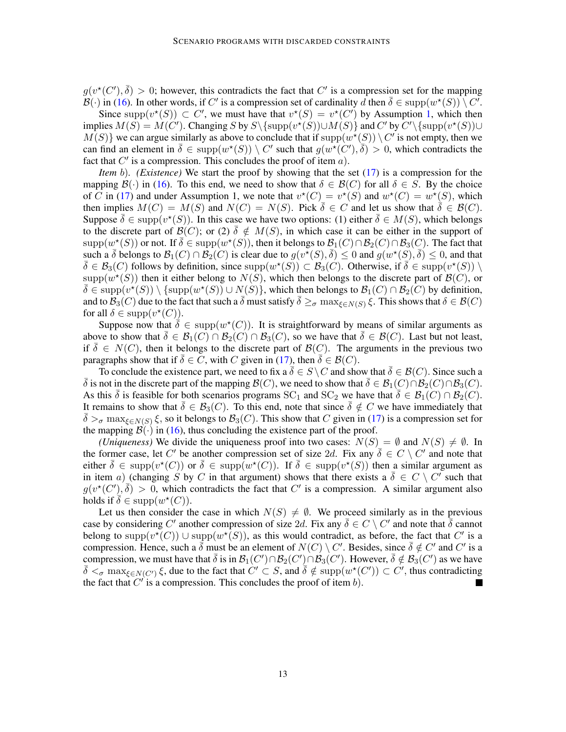$g(v^\star(C'), \bar{\delta}) > 0$; however, this contradicts the fact that $C'$ is a compression set for the mapping $\mathcal{B}(\cdot)$ in (16). In other words, if $C'$ is a compression set of cardinality $d$ then $\bar{\delta} \in \mathrm{supp}(w^\star(S)) \setminus C'$.

Since $\mathrm{supp}(v^\star(S)) \subset C'$, we must have that $v^\star(S) = v^\star(C')$ by Assumption 1, which then implies $M(S) = M(C')$. Changing $S$ by $S \setminus \{\mathrm{supp}(v^\star(S)) \cup M(S)\}$ and $C'$ by $C' \setminus \{\mathrm{supp}(v^\star(S)) \cup M(S)\}$ we can argue similarly as above to conclude that if $\mathrm{supp}(w^\star(S)) \setminus C'$ is not empty, then we can find an element in $\bar{\delta} \in \mathrm{supp}(w^\star(S)) \setminus C'$ such that $g(w^\star(C'), \bar{\delta}) > 0$, which contradicts the fact that $C'$ is a compression. This concludes the proof of item $a$).

*Item b). (Existence)* We start the proof by showing that the set (17) is a compression for the mapping $\mathcal{B}(\cdot)$ in (16). To this end, we need to show that $\delta \in \mathcal{B}(C)$ for all $\delta \in S$. By the choice of $C$ in (17) and under Assumption 1, we note that $v^\star(C) = v^\star(S)$ and $w^\star(C) = w^\star(S)$, which then implies $M(C) = M(S)$ and $N(C) = N(S)$. Pick $\bar{\delta} \in C$ and let us show that $\bar{\delta} \in \mathcal{B}(C)$. Suppose $\bar{\delta} \in \mathrm{supp}(v^\star(S))$. In this case we have two options: (1) either $\bar{\delta} \in M(S)$, which belongs to the discrete part of $\mathcal{B}(C)$; or (2) $\bar{\delta} \notin M(S)$, in which case it can be either in the support of $\mathrm{supp}(w^\star(S))$ or not. If $\bar{\delta} \in \mathrm{supp}(w^\star(S))$, then it belongs to $\mathcal{B}_1(C) \cap \mathcal{B}_2(C) \cap \mathcal{B}_3(C)$. The fact that such a $\bar{\delta}$ belongs to $\mathcal{B}_1(C) \cap \mathcal{B}_2(C)$ is clear due to $g(v^\star(S), \bar{\delta}) \le 0$ and $g(w^\star(S), \bar{\delta}) \le 0$, and that $\bar{\delta} \in \mathcal{B}_3(C)$ follows by definition, since $\mathrm{supp}(w^\star(S)) \subset \mathcal{B}_3(C)$. Otherwise, if $\bar{\delta} \in \mathrm{supp}(v^\star(S)) \setminus \mathrm{supp}(w^\star(S))$ then it either belong to $N(S)$, which then belongs to the discrete part of $\mathcal{B}(C)$, or $\bar{\delta} \in \mathrm{supp}(v^\star(S)) \setminus \{\mathrm{supp}(w^\star(S)) \cup N(S)\}$, which then belongs to $\mathcal{B}_1(C) \cap \mathcal{B}_2(C)$ by definition, and to $\mathcal{B}_3(C)$ due to the fact that such a $\bar{\delta}$ must satisfy $\bar{\delta} \ge_\sigma \max_{\xi \in N(S)} \xi$. This shows that $\delta \in \mathcal{B}(C)$ for all $\delta \in \mathrm{supp}(v^\star(C))$.

Suppose now that $\bar{\delta} \in \mathrm{supp}(w^\star(C))$. It is straightforward by means of similar arguments as above to show that $\bar{\delta} \in \mathcal{B}_1(C) \cap \mathcal{B}_2(C) \cap \mathcal{B}_3(C)$, so we have that $\bar{\delta} \in \mathcal{B}(C)$. Last but not least, if $\bar{\delta} \in N(C)$, then it belongs to the discrete part of $\mathcal{B}(C)$. The arguments in the previous two paragraphs show that if $\bar{\delta} \in C$, with $C$ given in (17), then $\bar{\delta} \in \mathcal{B}(C)$.

To conclude the existence part, we need to fix a $\bar{\delta} \in S \setminus C$ and show that $\bar{\delta} \in \mathcal{B}(C)$. Since such a $\bar{\delta}$ is not in the discrete part of the mapping $\mathcal{B}(C)$, we need to show that $\bar{\delta} \in \mathcal{B}_1(C) \cap \mathcal{B}_2(C) \cap \mathcal{B}_3(C)$. As this $\bar{\delta}$ is feasible for both scenarios programs $\mathrm{SC}_1$ and $\mathrm{SC}_2$ we have that $\bar{\delta} \in \mathcal{B}_1(C) \cap \mathcal{B}_2(C)$. It remains to show that $\bar{\delta} \in \mathcal{B}_3(C)$. To this end, note that since $\bar{\delta} \notin C$ we have immediately that $\bar{\delta} >_\sigma \max_{\xi \in N(S)} \xi$, so it belongs to $\mathcal{B}_3(C)$. This show that $C$ given in (17) is a compression set for the mapping $\mathcal{B}(\cdot)$ in (16), thus concluding the existence part of the proof.

*(Uniqueness)* We divide the uniqueness proof into two cases: $N(S) = \emptyset$ and $N(S) \neq \emptyset$. In the former case, let $C'$ be another compression set of size $2d$. Fix any $\bar{\delta} \in C \setminus C'$ and note that either $\bar{\delta} \in \mathrm{supp}(v^\star(C))$ or $\bar{\delta} \in \mathrm{supp}(w^\star(C))$. If $\bar{\delta} \in \mathrm{supp}(v^\star(S))$ then a similar argument as in item $a$) (changing $S$ by $C$ in that argument) shows that there exists a $\bar{\delta} \in C \setminus C'$ such that $g(v^\star(C'), \bar{\delta}) > 0$, which contradicts the fact that $C'$ is a compression. A similar argument also holds if $\bar{\delta} \in \mathrm{supp}(w^\star(C))$.

Let us then consider the case in which $N(S) \neq \emptyset$. We proceed similarly as in the previous case by considering $C'$ another compression of size $2d$. Fix any $\bar{\delta} \in C \setminus C'$ and note that $\bar{\delta}$ cannot belong to $\mathrm{supp}(v^\star(C)) \cup \mathrm{supp}(w^\star(S))$, as this would contradict, as before, the fact that $C'$ is a compression. Hence, such a $\bar{\delta}$ must be an element of $N(C) \setminus C'$. Besides, since $\bar{\delta} \notin C'$ and $C'$ is a compression, we must have that $\bar{\delta}$ is in $\mathcal{B}_1(C') \cap \mathcal{B}_2(C') \cap \mathcal{B}_3(C')$. However, $\bar{\delta} \notin \mathcal{B}_3(C')$ as we have $\bar{\delta} <_\sigma \max_{\xi \in N(C')} \xi$, due to the fact that $C' \subset S$, and $\bar{\delta} \notin \mathrm{supp}(w^\star(C')) \subset C'$, thus contradicting the fact that $C'$ is a compression. This concludes the proof of item $b$). ∎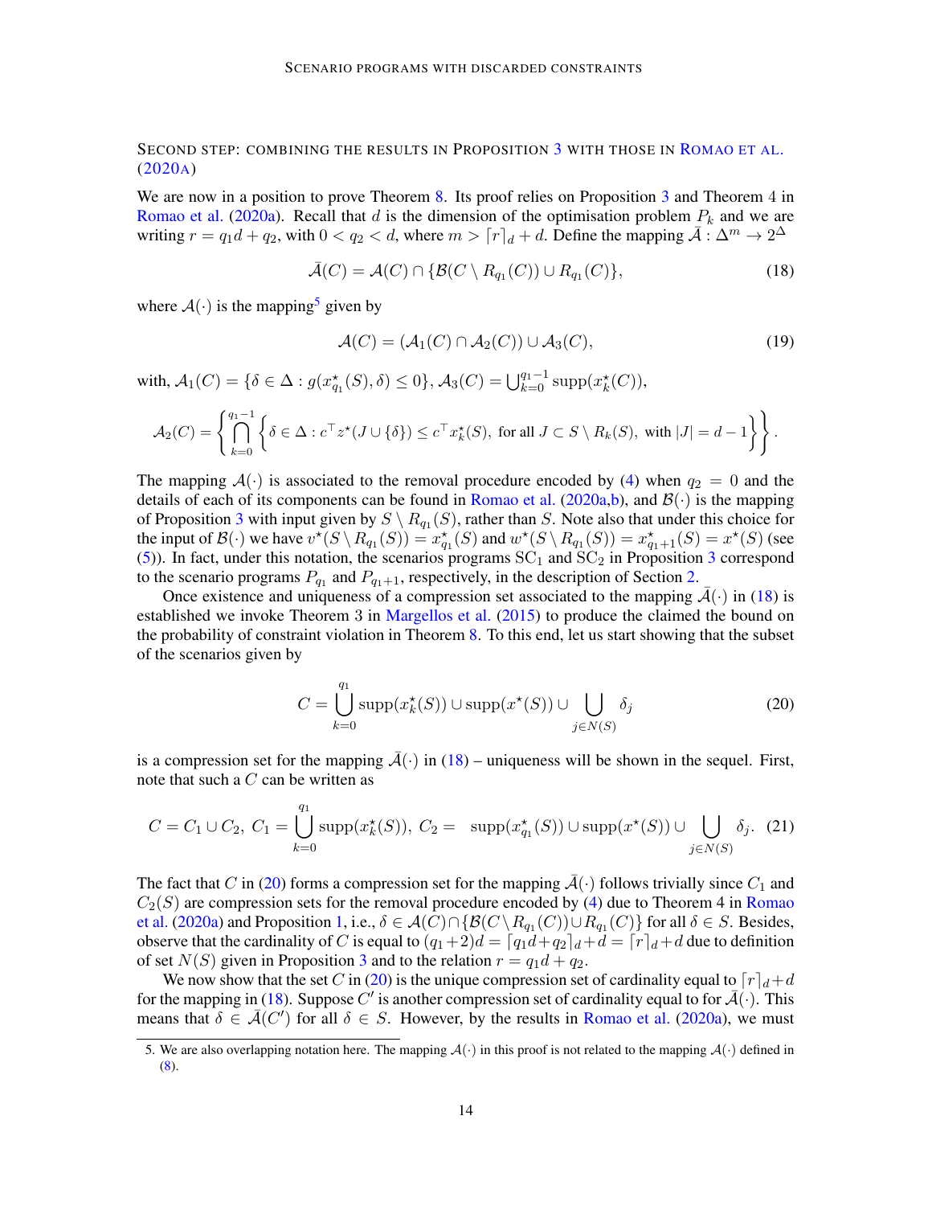Second step: combining the results in Proposition 3 with those in Romao et al. (2020a)

We are now in a position to prove Theorem 8. Its proof relies on Proposition 3 and Theorem 4 in Romao et al. (2020a). Recall that $d$ is the dimension of the optimisation problem $P_k$ and we are writing $r = q_1 d + q_2$, with $0 < q_2 < d$, where $m > \lceil r \rceil_d + d$. Define the mapping $\bar{\mathcal{A}} : \Delta^m \to 2^\Delta$

$$\bar{\mathcal{A}}(C) = \mathcal{A}(C) \cap \{\mathcal{B}(C \setminus R_{q_1}(C)) \cup R_{q_1}(C)\}, \tag{18}$$

where $\mathcal{A}(\cdot)$ is the mapping[5] given by

$$\mathcal{A}(C) = (\mathcal{A}_1(C) \cap \mathcal{A}_2(C)) \cup \mathcal{A}_3(C), \tag{19}$$

with, $\mathcal{A}_1(C) = \{\delta \in \Delta : g(x^\star_{q_1}(S), \delta) \leq 0\}$, $\mathcal{A}_3(C) = \bigcup_{k=0}^{q_1-1} \mathrm{supp}(x^\star_k(C))$,

$$\mathcal{A}_2(C) = \left\{ \bigcap_{k=0}^{q_1-1} \left\{ \delta \in \Delta : c^\top z^\star(J \cup \{\delta\}) \leq c^\top x^\star_k(S), \text{ for all } J \subset S \setminus R_k(S), \text{ with } |J| = d-1 \right\} \right\}.$$

The mapping $\mathcal{A}(\cdot)$ is associated to the removal procedure encoded by (4) when $q_2 = 0$ and the details of each of its components can be found in Romao et al. (2020a,b), and $\mathcal{B}(\cdot)$ is the mapping of Proposition 3 with input given by $S \setminus R_{q_1}(S)$, rather than $S$. Note also that under this choice for the input of $\mathcal{B}(\cdot)$ we have $v^\star(S \setminus R_{q_1}(S)) = x^\star_{q_1}(S)$ and $w^\star(S \setminus R_{q_1}(S)) = x^\star_{q_1+1}(S) = x^\star(S)$ (see (5)). In fact, under this notation, the scenarios programs $\mathrm{SC}_1$ and $\mathrm{SC}_2$ in Proposition 3 correspond to the scenario programs $P_{q_1}$ and $P_{q_1+1}$, respectively, in the description of Section 2.

Once existence and uniqueness of a compression set associated to the mapping $\bar{\mathcal{A}}(\cdot)$ in (18) is established we invoke Theorem 3 in Margellos et al. (2015) to produce the claimed the bound on the probability of constraint violation in Theorem 8. To this end, let us start showing that the subset of the scenarios given by

$$C = \bigcup_{k=0}^{q_1} \mathrm{supp}(x^\star_k(S)) \cup \mathrm{supp}(x^\star(S)) \cup \bigcup_{j \in N(S)} \delta_j \tag{20}$$

is a compression set for the mapping $\bar{\mathcal{A}}(\cdot)$ in (18) – uniqueness will be shown in the sequel. First, note that such a $C$ can be written as

$$C = C_1 \cup C_2,\ C_1 = \bigcup_{k=0}^{q_1} \mathrm{supp}(x^\star_k(S)),\ C_2 = \ \mathrm{supp}(x^\star_{q_1}(S)) \cup \mathrm{supp}(x^\star(S)) \cup \bigcup_{j \in N(S)} \delta_j. \tag{21}$$

The fact that $C$ in (20) forms a compression set for the mapping $\bar{\mathcal{A}}(\cdot)$ follows trivially since $C_1$ and $C_2(S)$ are compression sets for the removal procedure encoded by (4) due to Theorem 4 in Romao et al. (2020a) and Proposition 1, i.e., $\delta \in \mathcal{A}(C) \cap \{\mathcal{B}(C \setminus R_{q_1}(C)) \cup R_{q_1}(C)\}$ for all $\delta \in S$. Besides, observe that the cardinality of $C$ is equal to $(q_1+2)d = \lceil q_1 d + q_2 \rceil_d + d = \lceil r \rceil_d + d$ due to definition of set $N(S)$ given in Proposition 3 and to the relation $r = q_1 d + q_2$.

We now show that the set $C$ in (20) is the unique compression set of cardinality equal to $\lceil r \rceil_d + d$ for the mapping in (18). Suppose $C'$ is another compression set of cardinality equal to for $\bar{\mathcal{A}}(\cdot)$. This means that $\delta \in \bar{\mathcal{A}}(C')$ for all $\delta \in S$. However, by the results in Romao et al. (2020a), we must

5. We are also overlapping notation here. The mapping $\mathcal{A}(\cdot)$ in this proof is not related to the mapping $\mathcal{A}(\cdot)$ defined in (8).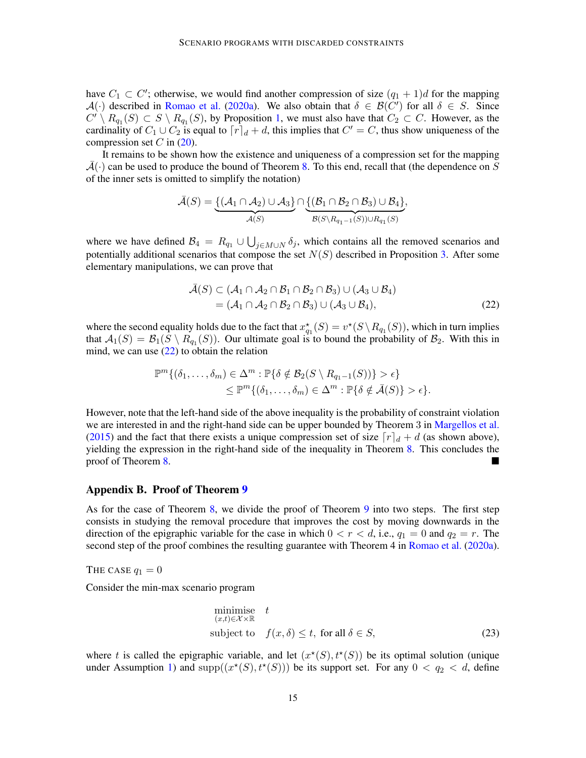have $C_1 \subset C'$; otherwise, we would find another compression of size $(q_1 + 1)d$ for the mapping $\mathcal{A}(\cdot)$ described in Romao et al. (2020a). We also obtain that $\delta \in \mathcal{B}(C')$ for all $\delta \in S$. Since $C' \setminus R_{q_1}(S) \subset S \setminus R_{q_1}(S)$, by Proposition 1, we must also have that $C_2 \subset C$. However, as the cardinality of $C_1 \cup C_2$ is equal to $\lceil r \rceil_d + d$, this implies that $C' = C$, thus show uniqueness of the compression set $C$ in (20).

It remains to be shown how the existence and uniqueness of a compression set for the mapping $\bar{\mathcal{A}}(\cdot)$ can be used to produce the bound of Theorem 8. To this end, recall that (the dependence on $S$ of the inner sets is omitted to simplify the notation)

$$\bar{\mathcal{A}}(S) = \underbrace{\{(\mathcal{A}_1 \cap \mathcal{A}_2) \cup \mathcal{A}_3\}}_{\mathcal{A}(S)} \cap \underbrace{\{(\mathcal{B}_1 \cap \mathcal{B}_2 \cap \mathcal{B}_3) \cup \mathcal{B}_4\}}_{\mathcal{B}(S \setminus R_{q_1 - 1}(S)) \cup R_{q_1}(S)},$$

where we have defined $\mathcal{B}_4 = R_{q_1} \cup \bigcup_{j \in M \cup N} \delta_j$, which contains all the removed scenarios and potentially additional scenarios that compose the set $N(S)$ described in Proposition 3. After some elementary manipulations, we can prove that

$$\begin{aligned}
\bar{\mathcal{A}}(S) &\subset (\mathcal{A}_1 \cap \mathcal{A}_2 \cap \mathcal{B}_1 \cap \mathcal{B}_2 \cap \mathcal{B}_3) \cup (\mathcal{A}_3 \cup \mathcal{B}_4) \\
&= (\mathcal{A}_1 \cap \mathcal{A}_2 \cap \mathcal{B}_2 \cap \mathcal{B}_3) \cup (\mathcal{A}_3 \cup \mathcal{B}_4),
\end{aligned} \tag{22}$$

where the second equality holds due to the fact that $x^\star_{q_1}(S) = v^\star(S \setminus R_{q_1}(S))$, which in turn implies that $\mathcal{A}_1(S) = \mathcal{B}_1(S \setminus R_{q_1}(S))$. Our ultimate goal is to bound the probability of $\mathcal{B}_2$. With this in mind, we can use (22) to obtain the relation

$$\begin{aligned}
&\mathbb{P}^m\{(\delta_1, \ldots, \delta_m) \in \Delta^m : \mathbb{P}\{\delta \notin \mathcal{B}_2(S \setminus R_{q_1 - 1}(S))\} > \epsilon\} \\
&\qquad \le \mathbb{P}^m\{(\delta_1, \ldots, \delta_m) \in \Delta^m : \mathbb{P}\{\delta \notin \bar{\mathcal{A}}(S)\} > \epsilon\}.
\end{aligned}$$

However, note that the left-hand side of the above inequality is the probability of constraint violation we are interested in and the right-hand side can be upper bounded by Theorem 3 in Margellos et al. (2015) and the fact that there exists a unique compression set of size $\lceil r \rceil_d + d$ (as shown above), yielding the expression in the right-hand side of the inequality in Theorem 8. This concludes the proof of Theorem 8. ∎

## Appendix B. Proof of Theorem 9

As for the case of Theorem 8, we divide the proof of Theorem 9 into two steps. The first step consists in studying the removal procedure that improves the cost by moving downwards in the direction of the epigraphic variable for the case in which $0 < r < d$, i.e., $q_1 = 0$ and $q_2 = r$. The second step of the proof combines the resulting guarantee with Theorem 4 in Romao et al. (2020a).

THE CASE $q_1 = 0$

Consider the min-max scenario program

$$\begin{aligned}
&\underset{(x,t) \in \mathcal{X} \times \mathbb{R}}{\text{minimise}} \quad t \\
&\text{subject to} \quad f(x, \delta) \le t, \text{ for all } \delta \in S,
\end{aligned} \tag{23}$$

where $t$ is called the epigraphic variable, and let $(x^\star(S), t^\star(S))$ be its optimal solution (unique under Assumption 1) and $\operatorname{supp}((x^\star(S), t^\star(S)))$ be its support set. For any $0 < q_2 < d$, define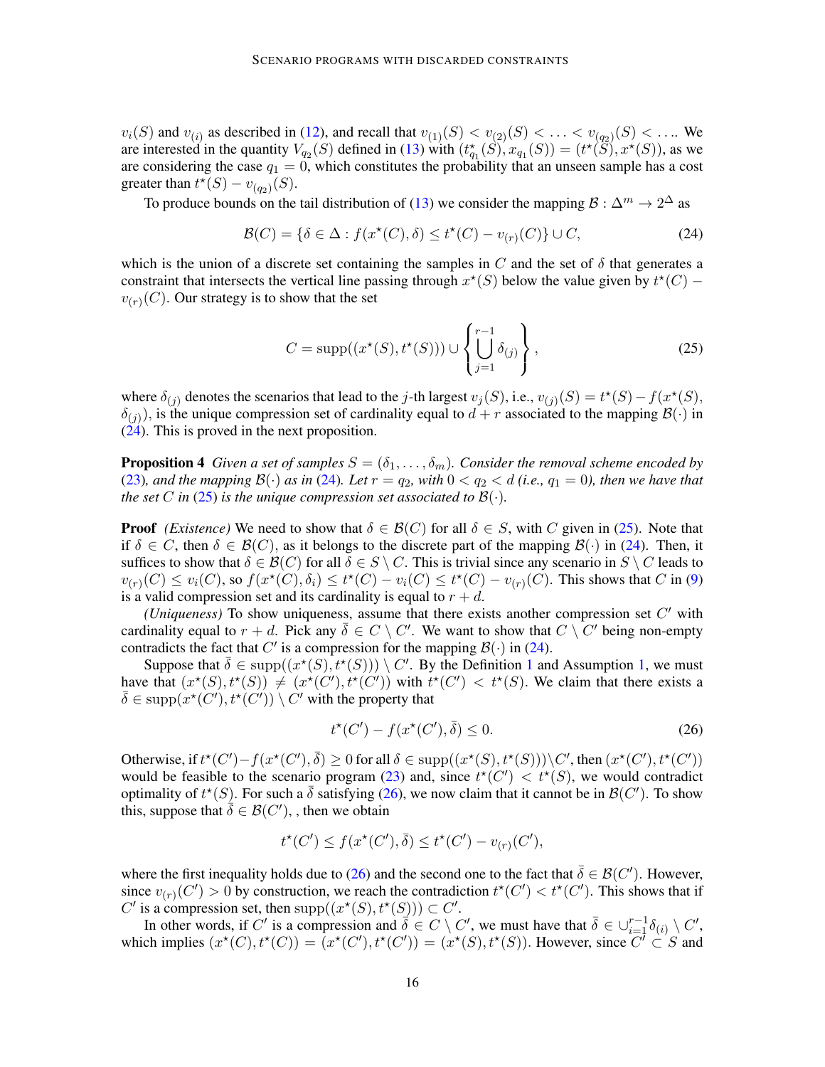$v_i(S)$ and $v_{(i)}$ as described in (12), and recall that $v_{(1)}(S) < v_{(2)}(S) < \ldots < v_{(q_2)}(S) < \ldots$. We are interested in the quantity $V_{q_2}(S)$ defined in (13) with $(t^\star_{q_1}(S), x_{q_1}(S)) = (t^\star(S), x^\star(S))$, as we are considering the case $q_1 = 0$, which constitutes the probability that an unseen sample has a cost greater than $t^\star(S) - v_{(q_2)}(S)$.

To produce bounds on the tail distribution of (13) we consider the mapping $\mathcal{B} : \Delta^m \to 2^\Delta$ as

$$\mathcal{B}(C) = \{\delta \in \Delta : f(x^\star(C), \delta) \leq t^\star(C) - v_{(r)}(C)\} \cup C, \tag{24}$$

which is the union of a discrete set containing the samples in $C$ and the set of $\delta$ that generates a constraint that intersects the vertical line passing through $x^\star(S)$ below the value given by $t^\star(C) - v_{(r)}(C)$. Our strategy is to show that the set

$$C = \mathrm{supp}((x^\star(S), t^\star(S))) \cup \left\{ \bigcup_{j=1}^{r-1} \delta_{(j)} \right\}, \tag{25}$$

where $\delta_{(j)}$ denotes the scenarios that lead to the $j$-th largest $v_j(S)$, i.e., $v_{(j)}(S) = t^\star(S) - f(x^\star(S), \delta_{(j)})$, is the unique compression set of cardinality equal to $d + r$ associated to the mapping $\mathcal{B}(\cdot)$ in (24). This is proved in the next proposition.

**Proposition 4** *Given a set of samples $S = (\delta_1, \ldots, \delta_m)$. Consider the removal scheme encoded by (23), and the mapping $\mathcal{B}(\cdot)$ as in (24). Let $r = q_2$, with $0 < q_2 < d$ (i.e., $q_1 = 0$), then we have that the set $C$ in (25) is the unique compression set associated to $\mathcal{B}(\cdot)$.*

**Proof** *(Existence)* We need to show that $\delta \in \mathcal{B}(C)$ for all $\delta \in S$, with $C$ given in (25). Note that if $\delta \in C$, then $\delta \in \mathcal{B}(C)$, as it belongs to the discrete part of the mapping $\mathcal{B}(\cdot)$ in (24). Then, it suffices to show that $\delta \in \mathcal{B}(C)$ for all $\delta \in S \setminus C$. This is trivial since any scenario in $S \setminus C$ leads to $v_{(r)}(C) \leq v_i(C)$, so $f(x^\star(C), \delta_i) \leq t^\star(C) - v_i(C) \leq t^\star(C) - v_{(r)}(C)$. This shows that $C$ in (9) is a valid compression set and its cardinality is equal to $r + d$.

*(Uniqueness)* To show uniqueness, assume that there exists another compression set $C'$ with cardinality equal to $r + d$. Pick any $\bar{\delta} \in C \setminus C'$. We want to show that $C \setminus C'$ being non-empty contradicts the fact that $C'$ is a compression for the mapping $\mathcal{B}(\cdot)$ in (24).

Suppose that $\bar{\delta} \in \mathrm{supp}((x^\star(S), t^\star(S))) \setminus C'$. By the Definition 1 and Assumption 1, we must have that $(x^\star(S), t^\star(S)) \neq (x^\star(C'), t^\star(C'))$ with $t^\star(C') < t^\star(S)$. We claim that there exists a $\bar{\delta} \in \mathrm{supp}(x^\star(C'), t^\star(C')) \setminus C'$ with the property that

$$t^\star(C') - f(x^\star(C'), \bar{\delta}) \leq 0. \tag{26}$$

Otherwise, if $t^\star(C') - f(x^\star(C'), \bar{\delta}) \geq 0$ for all $\delta \in \mathrm{supp}((x^\star(S), t^\star(S))) \setminus C'$, then $(x^\star(C'), t^\star(C'))$ would be feasible to the scenario program (23) and, since $t^\star(C') < t^\star(S)$, we would contradict optimality of $t^\star(S)$. For such a $\bar{\delta}$ satisfying (26), we now claim that it cannot be in $\mathcal{B}(C')$. To show this, suppose that $\bar{\delta} \in \mathcal{B}(C')$, , then we obtain

$$t^\star(C') \leq f(x^\star(C'), \bar{\delta}) \leq t^\star(C') - v_{(r)}(C'),$$

where the first inequality holds due to (26) and the second one to the fact that $\bar{\delta} \in \mathcal{B}(C')$. However, since $v_{(r)}(C') > 0$ by construction, we reach the contradiction $t^\star(C') < t^\star(C')$. This shows that if $C'$ is a compression set, then $\mathrm{supp}((x^\star(S), t^\star(S))) \subset C'$.

In other words, if $C'$ is a compression and $\bar{\delta} \in C \setminus C'$, we must have that $\bar{\delta} \in \cup_{i=1}^{r-1} \delta_{(i)} \setminus C'$, which implies $(x^\star(C), t^\star(C)) = (x^\star(C'), t^\star(C')) = (x^\star(S), t^\star(S))$. However, since $C' \subset S$ and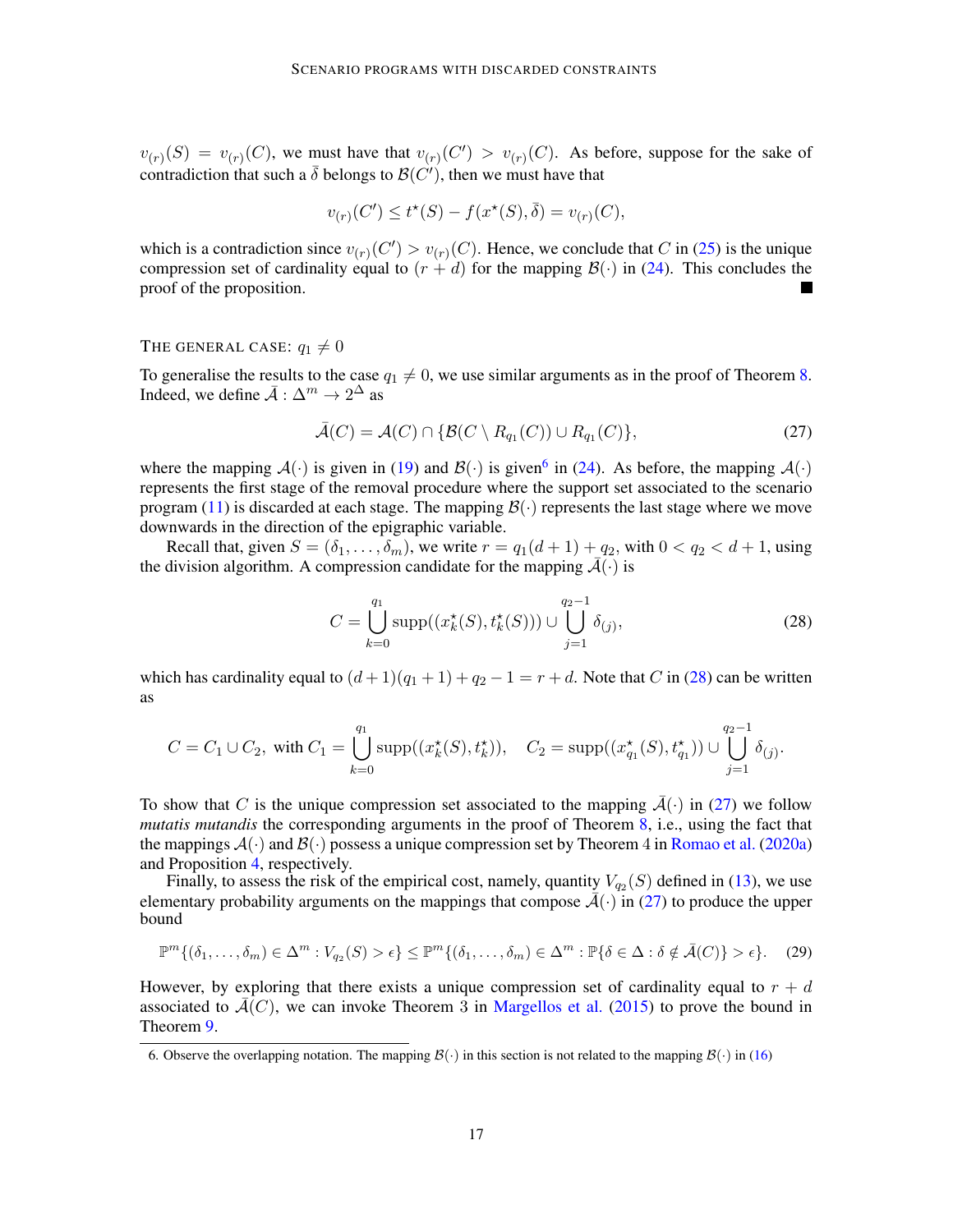$v_{(r)}(S) = v_{(r)}(C)$, we must have that $v_{(r)}(C') > v_{(r)}(C)$. As before, suppose for the sake of contradiction that such a $\bar{\delta}$ belongs to $\mathcal{B}(C')$, then we must have that

$$v_{(r)}(C') \leq t^\star(S) - f(x^\star(S), \bar{\delta}) = v_{(r)}(C),$$

which is a contradiction since $v_{(r)}(C') > v_{(r)}(C)$. Hence, we conclude that $C$ in (25) is the unique compression set of cardinality equal to $(r + d)$ for the mapping $\mathcal{B}(\cdot)$ in (24). This concludes the proof of the proposition. ∎

THE GENERAL CASE: $q_1 \neq 0$

To generalise the results to the case $q_1 \neq 0$, we use similar arguments as in the proof of Theorem 8. Indeed, we define $\bar{\mathcal{A}} : \Delta^m \to 2^\Delta$ as

$$\bar{\mathcal{A}}(C) = \mathcal{A}(C) \cap \{\mathcal{B}(C \setminus R_{q_1}(C)) \cup R_{q_1}(C)\}, \tag{27}$$

where the mapping $\mathcal{A}(\cdot)$ is given in (19) and $\mathcal{B}(\cdot)$ is given[6] in (24). As before, the mapping $\mathcal{A}(\cdot)$ represents the first stage of the removal procedure where the support set associated to the scenario program (11) is discarded at each stage. The mapping $\mathcal{B}(\cdot)$ represents the last stage where we move downwards in the direction of the epigraphic variable.

Recall that, given $S = (\delta_1, \dots, \delta_m)$, we write $r = q_1(d + 1) + q_2$, with $0 < q_2 < d + 1$, using the division algorithm. A compression candidate for the mapping $\bar{\mathcal{A}}(\cdot)$ is

$$C = \bigcup_{k=0}^{q_1} \text{supp}((x_k^\star(S), t_k^\star(S))) \cup \bigcup_{j=1}^{q_2 - 1} \delta_{(j)}, \tag{28}$$

which has cardinality equal to $(d + 1)(q_1 + 1) + q_2 - 1 = r + d$. Note that $C$ in (28) can be written as

$$C = C_1 \cup C_2, \text{ with } C_1 = \bigcup_{k=0}^{q_1} \text{supp}((x_k^\star(S), t_k^\star)), \quad C_2 = \text{supp}((x_{q_1}^\star(S), t_{q_1}^\star)) \cup \bigcup_{j=1}^{q_2 - 1} \delta_{(j)}.$$

To show that $C$ is the unique compression set associated to the mapping $\bar{\mathcal{A}}(\cdot)$ in (27) we follow *mutatis mutandis* the corresponding arguments in the proof of Theorem 8, i.e., using the fact that the mappings $\mathcal{A}(\cdot)$ and $\mathcal{B}(\cdot)$ possess a unique compression set by Theorem 4 in Romao et al. (2020a) and Proposition 4, respectively.

Finally, to assess the risk of the empirical cost, namely, quantity $V_{q_2}(S)$ defined in (13), we use elementary probability arguments on the mappings that compose $\bar{\mathcal{A}}(\cdot)$ in (27) to produce the upper bound

$$\mathbb{P}^m\{(\delta_1, \dots, \delta_m) \in \Delta^m : V_{q_2}(S) > \epsilon\} \leq \mathbb{P}^m\{(\delta_1, \dots, \delta_m) \in \Delta^m : \mathbb{P}\{\delta \in \Delta : \delta \notin \bar{\mathcal{A}}(C)\} > \epsilon\}. \tag{29}$$

However, by exploring that there exists a unique compression set of cardinality equal to $r + d$ associated to $\bar{\mathcal{A}}(C)$, we can invoke Theorem 3 in Margellos et al. (2015) to prove the bound in Theorem 9.

6. Observe the overlapping notation. The mapping $\mathcal{B}(\cdot)$ in this section is not related to the mapping $\mathcal{B}(\cdot)$ in (16)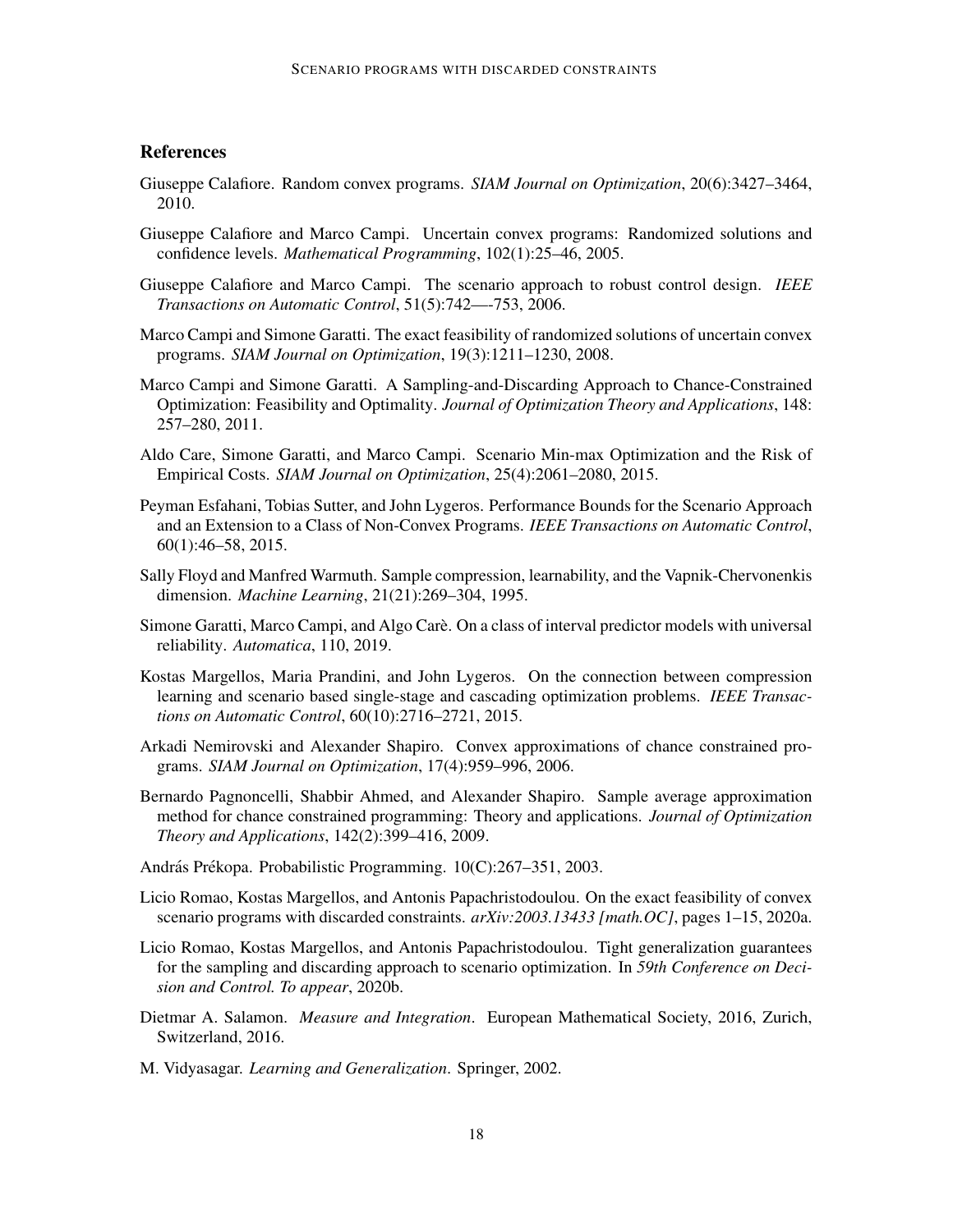## References

Giuseppe Calafiore. Random convex programs. *SIAM Journal on Optimization*, 20(6):3427–3464, 2010.

Giuseppe Calafiore and Marco Campi. Uncertain convex programs: Randomized solutions and confidence levels. *Mathematical Programming*, 102(1):25–46, 2005.

Giuseppe Calafiore and Marco Campi. The scenario approach to robust control design. *IEEE Transactions on Automatic Control*, 51(5):742—-753, 2006.

Marco Campi and Simone Garatti. The exact feasibility of randomized solutions of uncertain convex programs. *SIAM Journal on Optimization*, 19(3):1211–1230, 2008.

Marco Campi and Simone Garatti. A Sampling-and-Discarding Approach to Chance-Constrained Optimization: Feasibility and Optimality. *Journal of Optimization Theory and Applications*, 148: 257–280, 2011.

Aldo Care, Simone Garatti, and Marco Campi. Scenario Min-max Optimization and the Risk of Empirical Costs. *SIAM Journal on Optimization*, 25(4):2061–2080, 2015.

Peyman Esfahani, Tobias Sutter, and John Lygeros. Performance Bounds for the Scenario Approach and an Extension to a Class of Non-Convex Programs. *IEEE Transactions on Automatic Control*, 60(1):46–58, 2015.

Sally Floyd and Manfred Warmuth. Sample compression, learnability, and the Vapnik-Chervonenkis dimension. *Machine Learning*, 21(21):269–304, 1995.

Simone Garatti, Marco Campi, and Algo Carè. On a class of interval predictor models with universal reliability. *Automatica*, 110, 2019.

Kostas Margellos, Maria Prandini, and John Lygeros. On the connection between compression learning and scenario based single-stage and cascading optimization problems. *IEEE Transactions on Automatic Control*, 60(10):2716–2721, 2015.

Arkadi Nemirovski and Alexander Shapiro. Convex approximations of chance constrained programs. *SIAM Journal on Optimization*, 17(4):959–996, 2006.

Bernardo Pagnoncelli, Shabbir Ahmed, and Alexander Shapiro. Sample average approximation method for chance constrained programming: Theory and applications. *Journal of Optimization Theory and Applications*, 142(2):399–416, 2009.

András Prékopa. Probabilistic Programming. 10(C):267–351, 2003.

Licio Romao, Kostas Margellos, and Antonis Papachristodoulou. On the exact feasibility of convex scenario programs with discarded constraints. *arXiv:2003.13433 [math.OC]*, pages 1–15, 2020a.

Licio Romao, Kostas Margellos, and Antonis Papachristodoulou. Tight generalization guarantees for the sampling and discarding approach to scenario optimization. In *59th Conference on Decision and Control. To appear*, 2020b.

Dietmar A. Salamon. *Measure and Integration*. European Mathematical Society, 2016, Zurich, Switzerland, 2016.

M. Vidyasagar. *Learning and Generalization*. Springer, 2002.